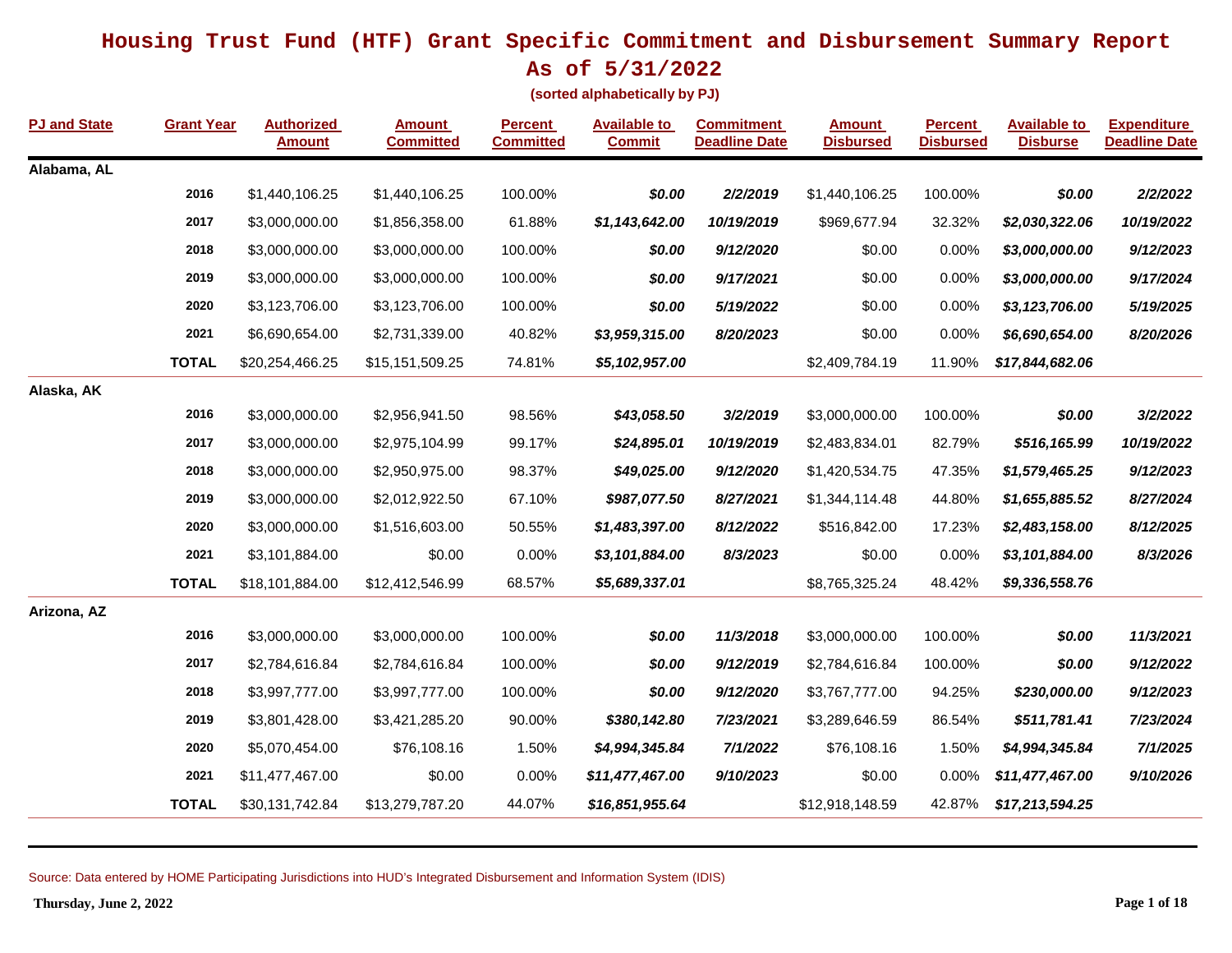# Housing Trust Fund (HTF) Grant Specific Commitment and Disbursement Summary Report
# As of 5/31/2022

**(sorted alphabetically by PJ)**

| PJ and State | Grant Year | Authorized Amount | Amount Committed | Percent Committed | Available to Commit | Commitment Deadline Date | Amount Disbursed | Percent Disbursed | Available to Disburse | Expenditure Deadline Date |
|---|---|---|---|---|---|---|---|---|---|---|
| **Alabama, AL** | | | | | | | | | | |
| | **2016** | $1,440,106.25 | $1,440,106.25 | 100.00% | ***$0.00*** | ***2/2/2019*** | $1,440,106.25 | 100.00% | ***$0.00*** | ***2/2/2022*** |
| | **2017** | $3,000,000.00 | $1,856,358.00 | 61.88% | ***$1,143,642.00*** | ***10/19/2019*** | $969,677.94 | 32.32% | ***$2,030,322.06*** | ***10/19/2022*** |
| | **2018** | $3,000,000.00 | $3,000,000.00 | 100.00% | ***$0.00*** | ***9/12/2020*** | $0.00 | 0.00% | ***$3,000,000.00*** | ***9/12/2023*** |
| | **2019** | $3,000,000.00 | $3,000,000.00 | 100.00% | ***$0.00*** | ***9/17/2021*** | $0.00 | 0.00% | ***$3,000,000.00*** | ***9/17/2024*** |
| | **2020** | $3,123,706.00 | $3,123,706.00 | 100.00% | ***$0.00*** | ***5/19/2022*** | $0.00 | 0.00% | ***$3,123,706.00*** | ***5/19/2025*** |
| | **2021** | $6,690,654.00 | $2,731,339.00 | 40.82% | ***$3,959,315.00*** | ***8/20/2023*** | $0.00 | 0.00% | ***$6,690,654.00*** | ***8/20/2026*** |
| | **TOTAL** | $20,254,466.25 | $15,151,509.25 | 74.81% | ***$5,102,957.00*** | | $2,409,784.19 | 11.90% | ***$17,844,682.06*** | |
| **Alaska, AK** | | | | | | | | | | |
| | **2016** | $3,000,000.00 | $2,956,941.50 | 98.56% | ***$43,058.50*** | ***3/2/2019*** | $3,000,000.00 | 100.00% | ***$0.00*** | ***3/2/2022*** |
| | **2017** | $3,000,000.00 | $2,975,104.99 | 99.17% | ***$24,895.01*** | ***10/19/2019*** | $2,483,834.01 | 82.79% | ***$516,165.99*** | ***10/19/2022*** |
| | **2018** | $3,000,000.00 | $2,950,975.00 | 98.37% | ***$49,025.00*** | ***9/12/2020*** | $1,420,534.75 | 47.35% | ***$1,579,465.25*** | ***9/12/2023*** |
| | **2019** | $3,000,000.00 | $2,012,922.50 | 67.10% | ***$987,077.50*** | ***8/27/2021*** | $1,344,114.48 | 44.80% | ***$1,655,885.52*** | ***8/27/2024*** |
| | **2020** | $3,000,000.00 | $1,516,603.00 | 50.55% | ***$1,483,397.00*** | ***8/12/2022*** | $516,842.00 | 17.23% | ***$2,483,158.00*** | ***8/12/2025*** |
| | **2021** | $3,101,884.00 | $0.00 | 0.00% | ***$3,101,884.00*** | ***8/3/2023*** | $0.00 | 0.00% | ***$3,101,884.00*** | ***8/3/2026*** |
| | **TOTAL** | $18,101,884.00 | $12,412,546.99 | 68.57% | ***$5,689,337.01*** | | $8,765,325.24 | 48.42% | ***$9,336,558.76*** | |
| **Arizona, AZ** | | | | | | | | | | |
| | **2016** | $3,000,000.00 | $3,000,000.00 | 100.00% | ***$0.00*** | ***11/3/2018*** | $3,000,000.00 | 100.00% | ***$0.00*** | ***11/3/2021*** |
| | **2017** | $2,784,616.84 | $2,784,616.84 | 100.00% | ***$0.00*** | ***9/12/2019*** | $2,784,616.84 | 100.00% | ***$0.00*** | ***9/12/2022*** |
| | **2018** | $3,997,777.00 | $3,997,777.00 | 100.00% | ***$0.00*** | ***9/12/2020*** | $3,767,777.00 | 94.25% | ***$230,000.00*** | ***9/12/2023*** |
| | **2019** | $3,801,428.00 | $3,421,285.20 | 90.00% | ***$380,142.80*** | ***7/23/2021*** | $3,289,646.59 | 86.54% | ***$511,781.41*** | ***7/23/2024*** |
| | **2020** | $5,070,454.00 | $76,108.16 | 1.50% | ***$4,994,345.84*** | ***7/1/2022*** | $76,108.16 | 1.50% | ***$4,994,345.84*** | ***7/1/2025*** |
| | **2021** | $11,477,467.00 | $0.00 | 0.00% | ***$11,477,467.00*** | ***9/10/2023*** | $0.00 | 0.00% | ***$11,477,467.00*** | ***9/10/2026*** |
| | **TOTAL** | $30,131,742.84 | $13,279,787.20 | 44.07% | ***$16,851,955.64*** | | $12,918,148.59 | 42.87% | ***$17,213,594.25*** | |

Source: Data entered by HOME Participating Jurisdictions into HUD's Integrated Disbursement and Information System (IDIS)

**Thursday, June 2, 2022**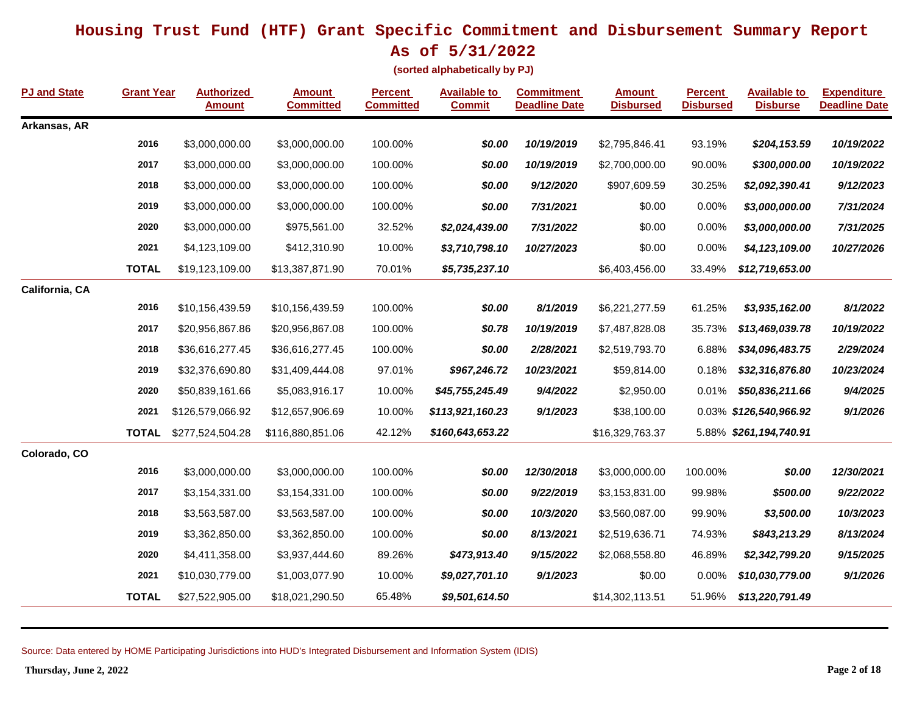# Housing Trust Fund (HTF) Grant Specific Commitment and Disbursement Summary Report
## As of 5/31/2022

**(sorted alphabetically by PJ)**

| PJ and State | Grant Year | Authorized Amount | Amount Committed | Percent Committed | Available to Commit | Commitment Deadline Date | Amount Disbursed | Percent Disbursed | Available to Disburse | Expenditure Deadline Date |
|---|---|---|---|---|---|---|---|---|---|---|
| **Arkansas, AR** | | | | | | | | | | |
| | **2016** | $3,000,000.00 | $3,000,000.00 | 100.00% | ***$0.00*** | ***10/19/2019*** | $2,795,846.41 | 93.19% | ***$204,153.59*** | ***10/19/2022*** |
| | **2017** | $3,000,000.00 | $3,000,000.00 | 100.00% | ***$0.00*** | ***10/19/2019*** | $2,700,000.00 | 90.00% | ***$300,000.00*** | ***10/19/2022*** |
| | **2018** | $3,000,000.00 | $3,000,000.00 | 100.00% | ***$0.00*** | ***9/12/2020*** | $907,609.59 | 30.25% | ***$2,092,390.41*** | ***9/12/2023*** |
| | **2019** | $3,000,000.00 | $3,000,000.00 | 100.00% | ***$0.00*** | ***7/31/2021*** | $0.00 | 0.00% | ***$3,000,000.00*** | ***7/31/2024*** |
| | **2020** | $3,000,000.00 | $975,561.00 | 32.52% | ***$2,024,439.00*** | ***7/31/2022*** | $0.00 | 0.00% | ***$3,000,000.00*** | ***7/31/2025*** |
| | **2021** | $4,123,109.00 | $412,310.90 | 10.00% | ***$3,710,798.10*** | ***10/27/2023*** | $0.00 | 0.00% | ***$4,123,109.00*** | ***10/27/2026*** |
| | **TOTAL** | $19,123,109.00 | $13,387,871.90 | 70.01% | ***$5,735,237.10*** | | $6,403,456.00 | 33.49% | ***$12,719,653.00*** | |
| **California, CA** | | | | | | | | | | |
| | **2016** | $10,156,439.59 | $10,156,439.59 | 100.00% | ***$0.00*** | ***8/1/2019*** | $6,221,277.59 | 61.25% | ***$3,935,162.00*** | ***8/1/2022*** |
| | **2017** | $20,956,867.86 | $20,956,867.08 | 100.00% | ***$0.78*** | ***10/19/2019*** | $7,487,828.08 | 35.73% | ***$13,469,039.78*** | ***10/19/2022*** |
| | **2018** | $36,616,277.45 | $36,616,277.45 | 100.00% | ***$0.00*** | ***2/28/2021*** | $2,519,793.70 | 6.88% | ***$34,096,483.75*** | ***2/29/2024*** |
| | **2019** | $32,376,690.80 | $31,409,444.08 | 97.01% | ***$967,246.72*** | ***10/23/2021*** | $59,814.00 | 0.18% | ***$32,316,876.80*** | ***10/23/2024*** |
| | **2020** | $50,839,161.66 | $5,083,916.17 | 10.00% | ***$45,755,245.49*** | ***9/4/2022*** | $2,950.00 | 0.01% | ***$50,836,211.66*** | ***9/4/2025*** |
| | **2021** | $126,579,066.92 | $12,657,906.69 | 10.00% | ***$113,921,160.23*** | ***9/1/2023*** | $38,100.00 | 0.03% | ***$126,540,966.92*** | ***9/1/2026*** |
| | **TOTAL** | $277,524,504.28 | $116,880,851.06 | 42.12% | ***$160,643,653.22*** | | $16,329,763.37 | 5.88% | ***$261,194,740.91*** | |
| **Colorado, CO** | | | | | | | | | | |
| | **2016** | $3,000,000.00 | $3,000,000.00 | 100.00% | ***$0.00*** | ***12/30/2018*** | $3,000,000.00 | 100.00% | ***$0.00*** | ***12/30/2021*** |
| | **2017** | $3,154,331.00 | $3,154,331.00 | 100.00% | ***$0.00*** | ***9/22/2019*** | $3,153,831.00 | 99.98% | ***$500.00*** | ***9/22/2022*** |
| | **2018** | $3,563,587.00 | $3,563,587.00 | 100.00% | ***$0.00*** | ***10/3/2020*** | $3,560,087.00 | 99.90% | ***$3,500.00*** | ***10/3/2023*** |
| | **2019** | $3,362,850.00 | $3,362,850.00 | 100.00% | ***$0.00*** | ***8/13/2021*** | $2,519,636.71 | 74.93% | ***$843,213.29*** | ***8/13/2024*** |
| | **2020** | $4,411,358.00 | $3,937,444.60 | 89.26% | ***$473,913.40*** | ***9/15/2022*** | $2,068,558.80 | 46.89% | ***$2,342,799.20*** | ***9/15/2025*** |
| | **2021** | $10,030,779.00 | $1,003,077.90 | 10.00% | ***$9,027,701.10*** | ***9/1/2023*** | $0.00 | 0.00% | ***$10,030,779.00*** | ***9/1/2026*** |
| | **TOTAL** | $27,522,905.00 | $18,021,290.50 | 65.48% | ***$9,501,614.50*** | | $14,302,113.51 | 51.96% | ***$13,220,791.49*** | |

Source: Data entered by HOME Participating Jurisdictions into HUD's Integrated Disbursement and Information System (IDIS)

**Thursday, June 2, 2022**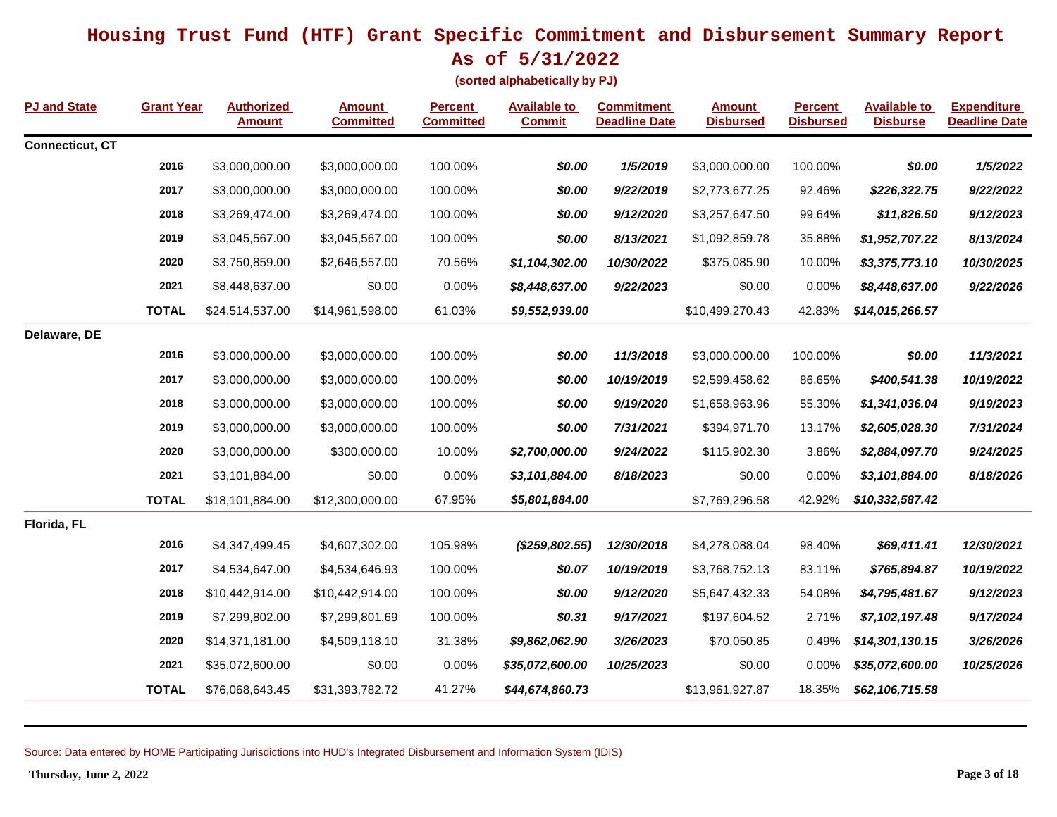# Housing Trust Fund (HTF) Grant Specific Commitment and Disbursement Summary Report
## As of 5/31/2022

**(sorted alphabetically by PJ)**

| PJ and State | Grant Year | Authorized Amount | Amount Committed | Percent Committed | Available to Commit | Commitment Deadline Date | Amount Disbursed | Percent Disbursed | Available to Disburse | Expenditure Deadline Date |
|---|---|---|---|---|---|---|---|---|---|---|
| **Connecticut, CT** | | | | | | | | | | |
| | 2016 | $3,000,000.00 | $3,000,000.00 | 100.00% | ***$0.00*** | ***1/5/2019*** | $3,000,000.00 | 100.00% | ***$0.00*** | ***1/5/2022*** |
| | 2017 | $3,000,000.00 | $3,000,000.00 | 100.00% | ***$0.00*** | ***9/22/2019*** | $2,773,677.25 | 92.46% | ***$226,322.75*** | ***9/22/2022*** |
| | 2018 | $3,269,474.00 | $3,269,474.00 | 100.00% | ***$0.00*** | ***9/12/2020*** | $3,257,647.50 | 99.64% | ***$11,826.50*** | ***9/12/2023*** |
| | 2019 | $3,045,567.00 | $3,045,567.00 | 100.00% | ***$0.00*** | ***8/13/2021*** | $1,092,859.78 | 35.88% | ***$1,952,707.22*** | ***8/13/2024*** |
| | 2020 | $3,750,859.00 | $2,646,557.00 | 70.56% | ***$1,104,302.00*** | ***10/30/2022*** | $375,085.90 | 10.00% | ***$3,375,773.10*** | ***10/30/2025*** |
| | 2021 | $8,448,637.00 | $0.00 | 0.00% | ***$8,448,637.00*** | ***9/22/2023*** | $0.00 | 0.00% | ***$8,448,637.00*** | ***9/22/2026*** |
| | **TOTAL** | $24,514,537.00 | $14,961,598.00 | 61.03% | ***$9,552,939.00*** | | $10,499,270.43 | 42.83% | ***$14,015,266.57*** | |
| **Delaware, DE** | | | | | | | | | | |
| | 2016 | $3,000,000.00 | $3,000,000.00 | 100.00% | ***$0.00*** | ***11/3/2018*** | $3,000,000.00 | 100.00% | ***$0.00*** | ***11/3/2021*** |
| | 2017 | $3,000,000.00 | $3,000,000.00 | 100.00% | ***$0.00*** | ***10/19/2019*** | $2,599,458.62 | 86.65% | ***$400,541.38*** | ***10/19/2022*** |
| | 2018 | $3,000,000.00 | $3,000,000.00 | 100.00% | ***$0.00*** | ***9/19/2020*** | $1,658,963.96 | 55.30% | ***$1,341,036.04*** | ***9/19/2023*** |
| | 2019 | $3,000,000.00 | $3,000,000.00 | 100.00% | ***$0.00*** | ***7/31/2021*** | $394,971.70 | 13.17% | ***$2,605,028.30*** | ***7/31/2024*** |
| | 2020 | $3,000,000.00 | $300,000.00 | 10.00% | ***$2,700,000.00*** | ***9/24/2022*** | $115,902.30 | 3.86% | ***$2,884,097.70*** | ***9/24/2025*** |
| | 2021 | $3,101,884.00 | $0.00 | 0.00% | ***$3,101,884.00*** | ***8/18/2023*** | $0.00 | 0.00% | ***$3,101,884.00*** | ***8/18/2026*** |
| | **TOTAL** | $18,101,884.00 | $12,300,000.00 | 67.95% | ***$5,801,884.00*** | | $7,769,296.58 | 42.92% | ***$10,332,587.42*** | |
| **Florida, FL** | | | | | | | | | | |
| | 2016 | $4,347,499.45 | $4,607,302.00 | 105.98% | ***($259,802.55)*** | ***12/30/2018*** | $4,278,088.04 | 98.40% | ***$69,411.41*** | ***12/30/2021*** |
| | 2017 | $4,534,647.00 | $4,534,646.93 | 100.00% | ***$0.07*** | ***10/19/2019*** | $3,768,752.13 | 83.11% | ***$765,894.87*** | ***10/19/2022*** |
| | 2018 | $10,442,914.00 | $10,442,914.00 | 100.00% | ***$0.00*** | ***9/12/2020*** | $5,647,432.33 | 54.08% | ***$4,795,481.67*** | ***9/12/2023*** |
| | 2019 | $7,299,802.00 | $7,299,801.69 | 100.00% | ***$0.31*** | ***9/17/2021*** | $197,604.52 | 2.71% | ***$7,102,197.48*** | ***9/17/2024*** |
| | 2020 | $14,371,181.00 | $4,509,118.10 | 31.38% | ***$9,862,062.90*** | ***3/26/2023*** | $70,050.85 | 0.49% | ***$14,301,130.15*** | ***3/26/2026*** |
| | 2021 | $35,072,600.00 | $0.00 | 0.00% | ***$35,072,600.00*** | ***10/25/2023*** | $0.00 | 0.00% | ***$35,072,600.00*** | ***10/25/2026*** |
| | **TOTAL** | $76,068,643.45 | $31,393,782.72 | 41.27% | ***$44,674,860.73*** | | $13,961,927.87 | 18.35% | ***$62,106,715.58*** | |

Source: Data entered by HOME Participating Jurisdictions into HUD's Integrated Disbursement and Information System (IDIS)

**Thursday, June 2, 2022**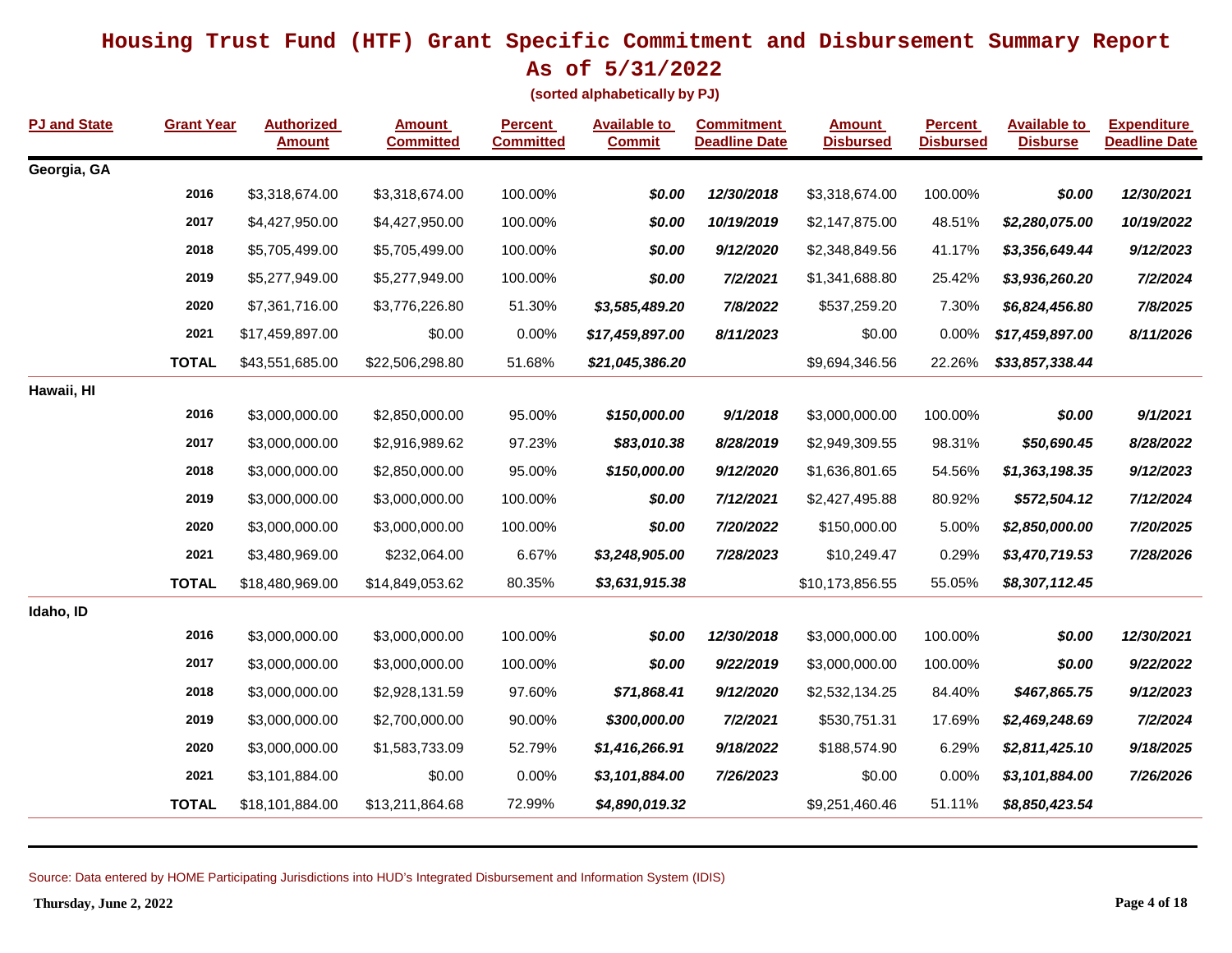# Housing Trust Fund (HTF) Grant Specific Commitment and Disbursement Summary Report
## As of 5/31/2022

**(sorted alphabetically by PJ)**

| PJ and State | Grant Year | Authorized Amount | Amount Committed | Percent Committed | Available to Commit | Commitment Deadline Date | Amount Disbursed | Percent Disbursed | Available to Disburse | Expenditure Deadline Date |
|---|---|---|---|---|---|---|---|---|---|---|
| **Georgia, GA** | | | | | | | | | | |
| | **2016** | $3,318,674.00 | $3,318,674.00 | 100.00% | ***$0.00*** | ***12/30/2018*** | $3,318,674.00 | 100.00% | ***$0.00*** | ***12/30/2021*** |
| | **2017** | $4,427,950.00 | $4,427,950.00 | 100.00% | ***$0.00*** | ***10/19/2019*** | $2,147,875.00 | 48.51% | ***$2,280,075.00*** | ***10/19/2022*** |
| | **2018** | $5,705,499.00 | $5,705,499.00 | 100.00% | ***$0.00*** | ***9/12/2020*** | $2,348,849.56 | 41.17% | ***$3,356,649.44*** | ***9/12/2023*** |
| | **2019** | $5,277,949.00 | $5,277,949.00 | 100.00% | ***$0.00*** | ***7/2/2021*** | $1,341,688.80 | 25.42% | ***$3,936,260.20*** | ***7/2/2024*** |
| | **2020** | $7,361,716.00 | $3,776,226.80 | 51.30% | ***$3,585,489.20*** | ***7/8/2022*** | $537,259.20 | 7.30% | ***$6,824,456.80*** | ***7/8/2025*** |
| | **2021** | $17,459,897.00 | $0.00 | 0.00% | ***$17,459,897.00*** | ***8/11/2023*** | $0.00 | 0.00% | ***$17,459,897.00*** | ***8/11/2026*** |
| | **TOTAL** | $43,551,685.00 | $22,506,298.80 | 51.68% | ***$21,045,386.20*** | | $9,694,346.56 | 22.26% | ***$33,857,338.44*** | |
| **Hawaii, HI** | | | | | | | | | | |
| | **2016** | $3,000,000.00 | $2,850,000.00 | 95.00% | ***$150,000.00*** | ***9/1/2018*** | $3,000,000.00 | 100.00% | ***$0.00*** | ***9/1/2021*** |
| | **2017** | $3,000,000.00 | $2,916,989.62 | 97.23% | ***$83,010.38*** | ***8/28/2019*** | $2,949,309.55 | 98.31% | ***$50,690.45*** | ***8/28/2022*** |
| | **2018** | $3,000,000.00 | $2,850,000.00 | 95.00% | ***$150,000.00*** | ***9/12/2020*** | $1,636,801.65 | 54.56% | ***$1,363,198.35*** | ***9/12/2023*** |
| | **2019** | $3,000,000.00 | $3,000,000.00 | 100.00% | ***$0.00*** | ***7/12/2021*** | $2,427,495.88 | 80.92% | ***$572,504.12*** | ***7/12/2024*** |
| | **2020** | $3,000,000.00 | $3,000,000.00 | 100.00% | ***$0.00*** | ***7/20/2022*** | $150,000.00 | 5.00% | ***$2,850,000.00*** | ***7/20/2025*** |
| | **2021** | $3,480,969.00 | $232,064.00 | 6.67% | ***$3,248,905.00*** | ***7/28/2023*** | $10,249.47 | 0.29% | ***$3,470,719.53*** | ***7/28/2026*** |
| | **TOTAL** | $18,480,969.00 | $14,849,053.62 | 80.35% | ***$3,631,915.38*** | | $10,173,856.55 | 55.05% | ***$8,307,112.45*** | |
| **Idaho, ID** | | | | | | | | | | |
| | **2016** | $3,000,000.00 | $3,000,000.00 | 100.00% | ***$0.00*** | ***12/30/2018*** | $3,000,000.00 | 100.00% | ***$0.00*** | ***12/30/2021*** |
| | **2017** | $3,000,000.00 | $3,000,000.00 | 100.00% | ***$0.00*** | ***9/22/2019*** | $3,000,000.00 | 100.00% | ***$0.00*** | ***9/22/2022*** |
| | **2018** | $3,000,000.00 | $2,928,131.59 | 97.60% | ***$71,868.41*** | ***9/12/2020*** | $2,532,134.25 | 84.40% | ***$467,865.75*** | ***9/12/2023*** |
| | **2019** | $3,000,000.00 | $2,700,000.00 | 90.00% | ***$300,000.00*** | ***7/2/2021*** | $530,751.31 | 17.69% | ***$2,469,248.69*** | ***7/2/2024*** |
| | **2020** | $3,000,000.00 | $1,583,733.09 | 52.79% | ***$1,416,266.91*** | ***9/18/2022*** | $188,574.90 | 6.29% | ***$2,811,425.10*** | ***9/18/2025*** |
| | **2021** | $3,101,884.00 | $0.00 | 0.00% | ***$3,101,884.00*** | ***7/26/2023*** | $0.00 | 0.00% | ***$3,101,884.00*** | ***7/26/2026*** |
| | **TOTAL** | $18,101,884.00 | $13,211,864.68 | 72.99% | ***$4,890,019.32*** | | $9,251,460.46 | 51.11% | ***$8,850,423.54*** | |

Source: Data entered by HOME Participating Jurisdictions into HUD's Integrated Disbursement and Information System (IDIS)

**Thursday, June 2, 2022**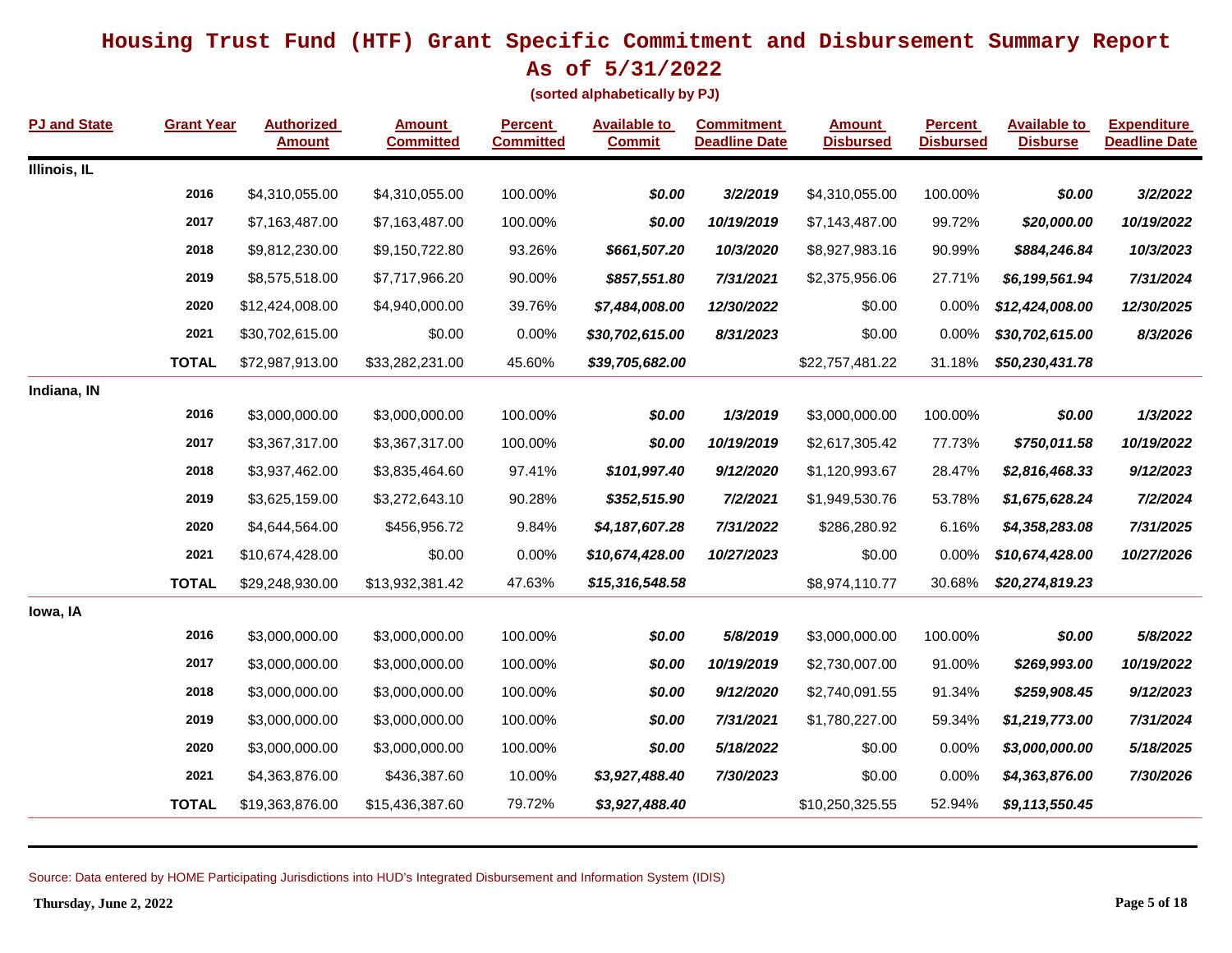# Housing Trust Fund (HTF) Grant Specific Commitment and Disbursement Summary Report
## As of 5/31/2022

**(sorted alphabetically by PJ)**

| PJ and State | Grant Year | Authorized Amount | Amount Committed | Percent Committed | Available to Commit | Commitment Deadline Date | Amount Disbursed | Percent Disbursed | Available to Disburse | Expenditure Deadline Date |
|---|---|---|---|---|---|---|---|---|---|---|
| **Illinois, IL** | | | | | | | | | | |
| | **2016** | $4,310,055.00 | $4,310,055.00 | 100.00% | ***$0.00*** | ***3/2/2019*** | $4,310,055.00 | 100.00% | ***$0.00*** | ***3/2/2022*** |
| | **2017** | $7,163,487.00 | $7,163,487.00 | 100.00% | ***$0.00*** | ***10/19/2019*** | $7,143,487.00 | 99.72% | ***$20,000.00*** | ***10/19/2022*** |
| | **2018** | $9,812,230.00 | $9,150,722.80 | 93.26% | ***$661,507.20*** | ***10/3/2020*** | $8,927,983.16 | 90.99% | ***$884,246.84*** | ***10/3/2023*** |
| | **2019** | $8,575,518.00 | $7,717,966.20 | 90.00% | ***$857,551.80*** | ***7/31/2021*** | $2,375,956.06 | 27.71% | ***$6,199,561.94*** | ***7/31/2024*** |
| | **2020** | $12,424,008.00 | $4,940,000.00 | 39.76% | ***$7,484,008.00*** | ***12/30/2022*** | $0.00 | 0.00% | ***$12,424,008.00*** | ***12/30/2025*** |
| | **2021** | $30,702,615.00 | $0.00 | 0.00% | ***$30,702,615.00*** | ***8/31/2023*** | $0.00 | 0.00% | ***$30,702,615.00*** | ***8/3/2026*** |
| | **TOTAL** | $72,987,913.00 | $33,282,231.00 | 45.60% | ***$39,705,682.00*** | | $22,757,481.22 | 31.18% | ***$50,230,431.78*** | |
| **Indiana, IN** | | | | | | | | | | |
| | **2016** | $3,000,000.00 | $3,000,000.00 | 100.00% | ***$0.00*** | ***1/3/2019*** | $3,000,000.00 | 100.00% | ***$0.00*** | ***1/3/2022*** |
| | **2017** | $3,367,317.00 | $3,367,317.00 | 100.00% | ***$0.00*** | ***10/19/2019*** | $2,617,305.42 | 77.73% | ***$750,011.58*** | ***10/19/2022*** |
| | **2018** | $3,937,462.00 | $3,835,464.60 | 97.41% | ***$101,997.40*** | ***9/12/2020*** | $1,120,993.67 | 28.47% | ***$2,816,468.33*** | ***9/12/2023*** |
| | **2019** | $3,625,159.00 | $3,272,643.10 | 90.28% | ***$352,515.90*** | ***7/2/2021*** | $1,949,530.76 | 53.78% | ***$1,675,628.24*** | ***7/2/2024*** |
| | **2020** | $4,644,564.00 | $456,956.72 | 9.84% | ***$4,187,607.28*** | ***7/31/2022*** | $286,280.92 | 6.16% | ***$4,358,283.08*** | ***7/31/2025*** |
| | **2021** | $10,674,428.00 | $0.00 | 0.00% | ***$10,674,428.00*** | ***10/27/2023*** | $0.00 | 0.00% | ***$10,674,428.00*** | ***10/27/2026*** |
| | **TOTAL** | $29,248,930.00 | $13,932,381.42 | 47.63% | ***$15,316,548.58*** | | $8,974,110.77 | 30.68% | ***$20,274,819.23*** | |
| **Iowa, IA** | | | | | | | | | | |
| | **2016** | $3,000,000.00 | $3,000,000.00 | 100.00% | ***$0.00*** | ***5/8/2019*** | $3,000,000.00 | 100.00% | ***$0.00*** | ***5/8/2022*** |
| | **2017** | $3,000,000.00 | $3,000,000.00 | 100.00% | ***$0.00*** | ***10/19/2019*** | $2,730,007.00 | 91.00% | ***$269,993.00*** | ***10/19/2022*** |
| | **2018** | $3,000,000.00 | $3,000,000.00 | 100.00% | ***$0.00*** | ***9/12/2020*** | $2,740,091.55 | 91.34% | ***$259,908.45*** | ***9/12/2023*** |
| | **2019** | $3,000,000.00 | $3,000,000.00 | 100.00% | ***$0.00*** | ***7/31/2021*** | $1,780,227.00 | 59.34% | ***$1,219,773.00*** | ***7/31/2024*** |
| | **2020** | $3,000,000.00 | $3,000,000.00 | 100.00% | ***$0.00*** | ***5/18/2022*** | $0.00 | 0.00% | ***$3,000,000.00*** | ***5/18/2025*** |
| | **2021** | $4,363,876.00 | $436,387.60 | 10.00% | ***$3,927,488.40*** | ***7/30/2023*** | $0.00 | 0.00% | ***$4,363,876.00*** | ***7/30/2026*** |
| | **TOTAL** | $19,363,876.00 | $15,436,387.60 | 79.72% | ***$3,927,488.40*** | | $10,250,325.55 | 52.94% | ***$9,113,550.45*** | |

Source: Data entered by HOME Participating Jurisdictions into HUD's Integrated Disbursement and Information System (IDIS)

**Thursday, June 2, 2022**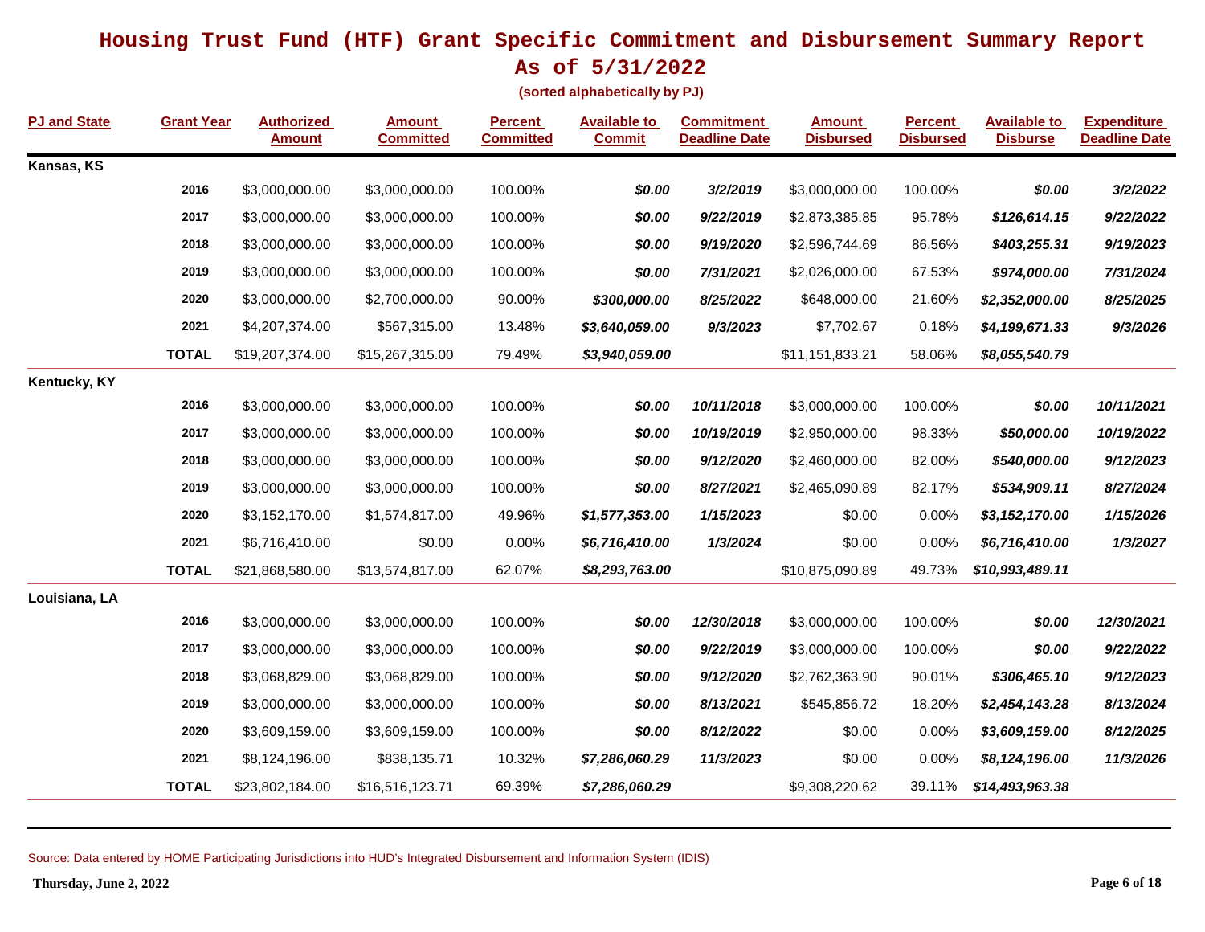# Housing Trust Fund (HTF) Grant Specific Commitment and Disbursement Summary Report

## As of 5/31/2022

**(sorted alphabetically by PJ)**

| PJ and State | Grant Year | Authorized Amount | Amount Committed | Percent Committed | Available to Commit | Commitment Deadline Date | Amount Disbursed | Percent Disbursed | Available to Disburse | Expenditure Deadline Date |
|---|---|---|---|---|---|---|---|---|---|---|
| **Kansas, KS** | | | | | | | | | | |
| | **2016** | $3,000,000.00 | $3,000,000.00 | 100.00% | ***$0.00*** | ***3/2/2019*** | $3,000,000.00 | 100.00% | ***$0.00*** | ***3/2/2022*** |
| | **2017** | $3,000,000.00 | $3,000,000.00 | 100.00% | ***$0.00*** | ***9/22/2019*** | $2,873,385.85 | 95.78% | ***$126,614.15*** | ***9/22/2022*** |
| | **2018** | $3,000,000.00 | $3,000,000.00 | 100.00% | ***$0.00*** | ***9/19/2020*** | $2,596,744.69 | 86.56% | ***$403,255.31*** | ***9/19/2023*** |
| | **2019** | $3,000,000.00 | $3,000,000.00 | 100.00% | ***$0.00*** | ***7/31/2021*** | $2,026,000.00 | 67.53% | ***$974,000.00*** | ***7/31/2024*** |
| | **2020** | $3,000,000.00 | $2,700,000.00 | 90.00% | ***$300,000.00*** | ***8/25/2022*** | $648,000.00 | 21.60% | ***$2,352,000.00*** | ***8/25/2025*** |
| | **2021** | $4,207,374.00 | $567,315.00 | 13.48% | ***$3,640,059.00*** | ***9/3/2023*** | $7,702.67 | 0.18% | ***$4,199,671.33*** | ***9/3/2026*** |
| | **TOTAL** | $19,207,374.00 | $15,267,315.00 | 79.49% | ***$3,940,059.00*** | | $11,151,833.21 | 58.06% | ***$8,055,540.79*** | |
| **Kentucky, KY** | | | | | | | | | | |
| | **2016** | $3,000,000.00 | $3,000,000.00 | 100.00% | ***$0.00*** | ***10/11/2018*** | $3,000,000.00 | 100.00% | ***$0.00*** | ***10/11/2021*** |
| | **2017** | $3,000,000.00 | $3,000,000.00 | 100.00% | ***$0.00*** | ***10/19/2019*** | $2,950,000.00 | 98.33% | ***$50,000.00*** | ***10/19/2022*** |
| | **2018** | $3,000,000.00 | $3,000,000.00 | 100.00% | ***$0.00*** | ***9/12/2020*** | $2,460,000.00 | 82.00% | ***$540,000.00*** | ***9/12/2023*** |
| | **2019** | $3,000,000.00 | $3,000,000.00 | 100.00% | ***$0.00*** | ***8/27/2021*** | $2,465,090.89 | 82.17% | ***$534,909.11*** | ***8/27/2024*** |
| | **2020** | $3,152,170.00 | $1,574,817.00 | 49.96% | ***$1,577,353.00*** | ***1/15/2023*** | $0.00 | 0.00% | ***$3,152,170.00*** | ***1/15/2026*** |
| | **2021** | $6,716,410.00 | $0.00 | 0.00% | ***$6,716,410.00*** | ***1/3/2024*** | $0.00 | 0.00% | ***$6,716,410.00*** | ***1/3/2027*** |
| | **TOTAL** | $21,868,580.00 | $13,574,817.00 | 62.07% | ***$8,293,763.00*** | | $10,875,090.89 | 49.73% | ***$10,993,489.11*** | |
| **Louisiana, LA** | | | | | | | | | | |
| | **2016** | $3,000,000.00 | $3,000,000.00 | 100.00% | ***$0.00*** | ***12/30/2018*** | $3,000,000.00 | 100.00% | ***$0.00*** | ***12/30/2021*** |
| | **2017** | $3,000,000.00 | $3,000,000.00 | 100.00% | ***$0.00*** | ***9/22/2019*** | $3,000,000.00 | 100.00% | ***$0.00*** | ***9/22/2022*** |
| | **2018** | $3,068,829.00 | $3,068,829.00 | 100.00% | ***$0.00*** | ***9/12/2020*** | $2,762,363.90 | 90.01% | ***$306,465.10*** | ***9/12/2023*** |
| | **2019** | $3,000,000.00 | $3,000,000.00 | 100.00% | ***$0.00*** | ***8/13/2021*** | $545,856.72 | 18.20% | ***$2,454,143.28*** | ***8/13/2024*** |
| | **2020** | $3,609,159.00 | $3,609,159.00 | 100.00% | ***$0.00*** | ***8/12/2022*** | $0.00 | 0.00% | ***$3,609,159.00*** | ***8/12/2025*** |
| | **2021** | $8,124,196.00 | $838,135.71 | 10.32% | ***$7,286,060.29*** | ***11/3/2023*** | $0.00 | 0.00% | ***$8,124,196.00*** | ***11/3/2026*** |
| | **TOTAL** | $23,802,184.00 | $16,516,123.71 | 69.39% | ***$7,286,060.29*** | | $9,308,220.62 | 39.11% | ***$14,493,963.38*** | |

Source: Data entered by HOME Participating Jurisdictions into HUD's Integrated Disbursement and Information System (IDIS)

**Thursday, June 2, 2022**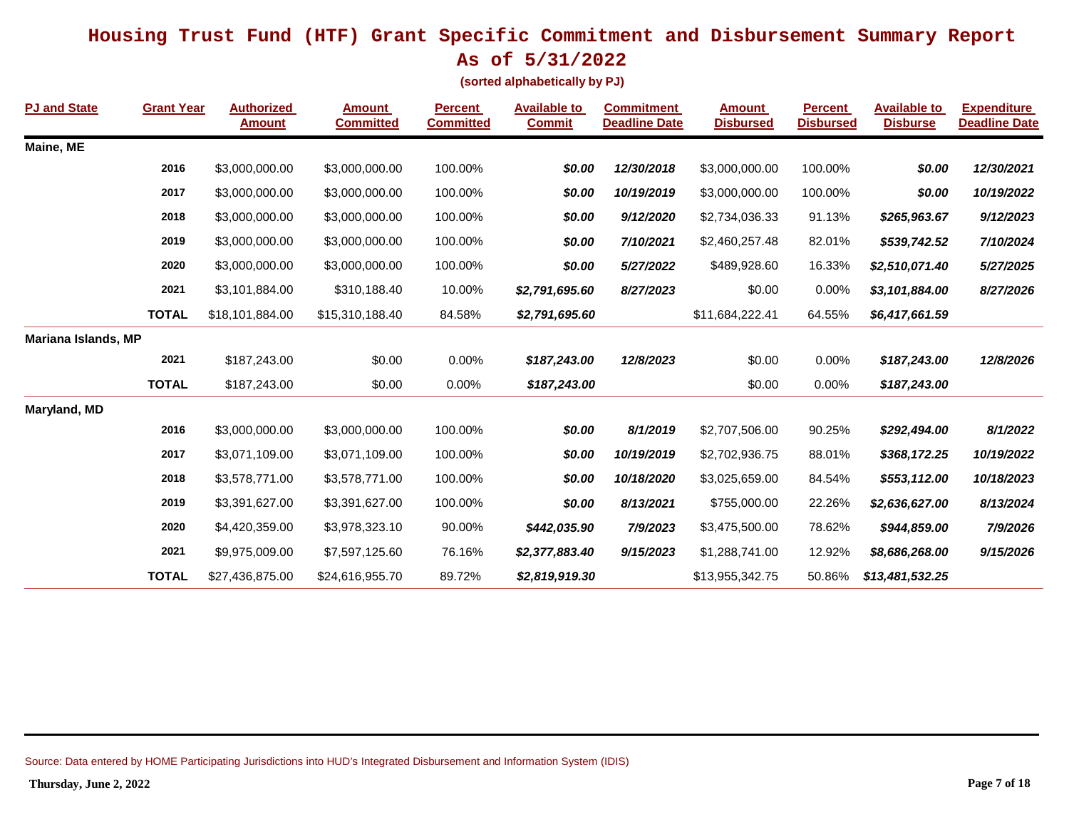# Housing Trust Fund (HTF) Grant Specific Commitment and Disbursement Summary Report

## As of 5/31/2022

**(sorted alphabetically by PJ)**

| PJ and State | Grant Year | Authorized Amount | Amount Committed | Percent Committed | Available to Commit | Commitment Deadline Date | Amount Disbursed | Percent Disbursed | Available to Disburse | Expenditure Deadline Date |
|---|---|---|---|---|---|---|---|---|---|---|
| **Maine, ME** | | | | | | | | | | |
| | **2016** | $3,000,000.00 | $3,000,000.00 | 100.00% | ***$0.00*** | ***12/30/2018*** | $3,000,000.00 | 100.00% | ***$0.00*** | ***12/30/2021*** |
| | **2017** | $3,000,000.00 | $3,000,000.00 | 100.00% | ***$0.00*** | ***10/19/2019*** | $3,000,000.00 | 100.00% | ***$0.00*** | ***10/19/2022*** |
| | **2018** | $3,000,000.00 | $3,000,000.00 | 100.00% | ***$0.00*** | ***9/12/2020*** | $2,734,036.33 | 91.13% | ***$265,963.67*** | ***9/12/2023*** |
| | **2019** | $3,000,000.00 | $3,000,000.00 | 100.00% | ***$0.00*** | ***7/10/2021*** | $2,460,257.48 | 82.01% | ***$539,742.52*** | ***7/10/2024*** |
| | **2020** | $3,000,000.00 | $3,000,000.00 | 100.00% | ***$0.00*** | ***5/27/2022*** | $489,928.60 | 16.33% | ***$2,510,071.40*** | ***5/27/2025*** |
| | **2021** | $3,101,884.00 | $310,188.40 | 10.00% | ***$2,791,695.60*** | ***8/27/2023*** | $0.00 | 0.00% | ***$3,101,884.00*** | ***8/27/2026*** |
| | **TOTAL** | $18,101,884.00 | $15,310,188.40 | 84.58% | ***$2,791,695.60*** | | $11,684,222.41 | 64.55% | ***$6,417,661.59*** | |
| **Mariana Islands, MP** | | | | | | | | | | |
| | **2021** | $187,243.00 | $0.00 | 0.00% | ***$187,243.00*** | ***12/8/2023*** | $0.00 | 0.00% | ***$187,243.00*** | ***12/8/2026*** |
| | **TOTAL** | $187,243.00 | $0.00 | 0.00% | ***$187,243.00*** | | $0.00 | 0.00% | ***$187,243.00*** | |
| **Maryland, MD** | | | | | | | | | | |
| | **2016** | $3,000,000.00 | $3,000,000.00 | 100.00% | ***$0.00*** | ***8/1/2019*** | $2,707,506.00 | 90.25% | ***$292,494.00*** | ***8/1/2022*** |
| | **2017** | $3,071,109.00 | $3,071,109.00 | 100.00% | ***$0.00*** | ***10/19/2019*** | $2,702,936.75 | 88.01% | ***$368,172.25*** | ***10/19/2022*** |
| | **2018** | $3,578,771.00 | $3,578,771.00 | 100.00% | ***$0.00*** | ***10/18/2020*** | $3,025,659.00 | 84.54% | ***$553,112.00*** | ***10/18/2023*** |
| | **2019** | $3,391,627.00 | $3,391,627.00 | 100.00% | ***$0.00*** | ***8/13/2021*** | $755,000.00 | 22.26% | ***$2,636,627.00*** | ***8/13/2024*** |
| | **2020** | $4,420,359.00 | $3,978,323.10 | 90.00% | ***$442,035.90*** | ***7/9/2023*** | $3,475,500.00 | 78.62% | ***$944,859.00*** | ***7/9/2026*** |
| | **2021** | $9,975,009.00 | $7,597,125.60 | 76.16% | ***$2,377,883.40*** | ***9/15/2023*** | $1,288,741.00 | 12.92% | ***$8,686,268.00*** | ***9/15/2026*** |
| | **TOTAL** | $27,436,875.00 | $24,616,955.70 | 89.72% | ***$2,819,919.30*** | | $13,955,342.75 | 50.86% | ***$13,481,532.25*** | |

Source: Data entered by HOME Participating Jurisdictions into HUD's Integrated Disbursement and Information System (IDIS)

**Thursday, June 2, 2022**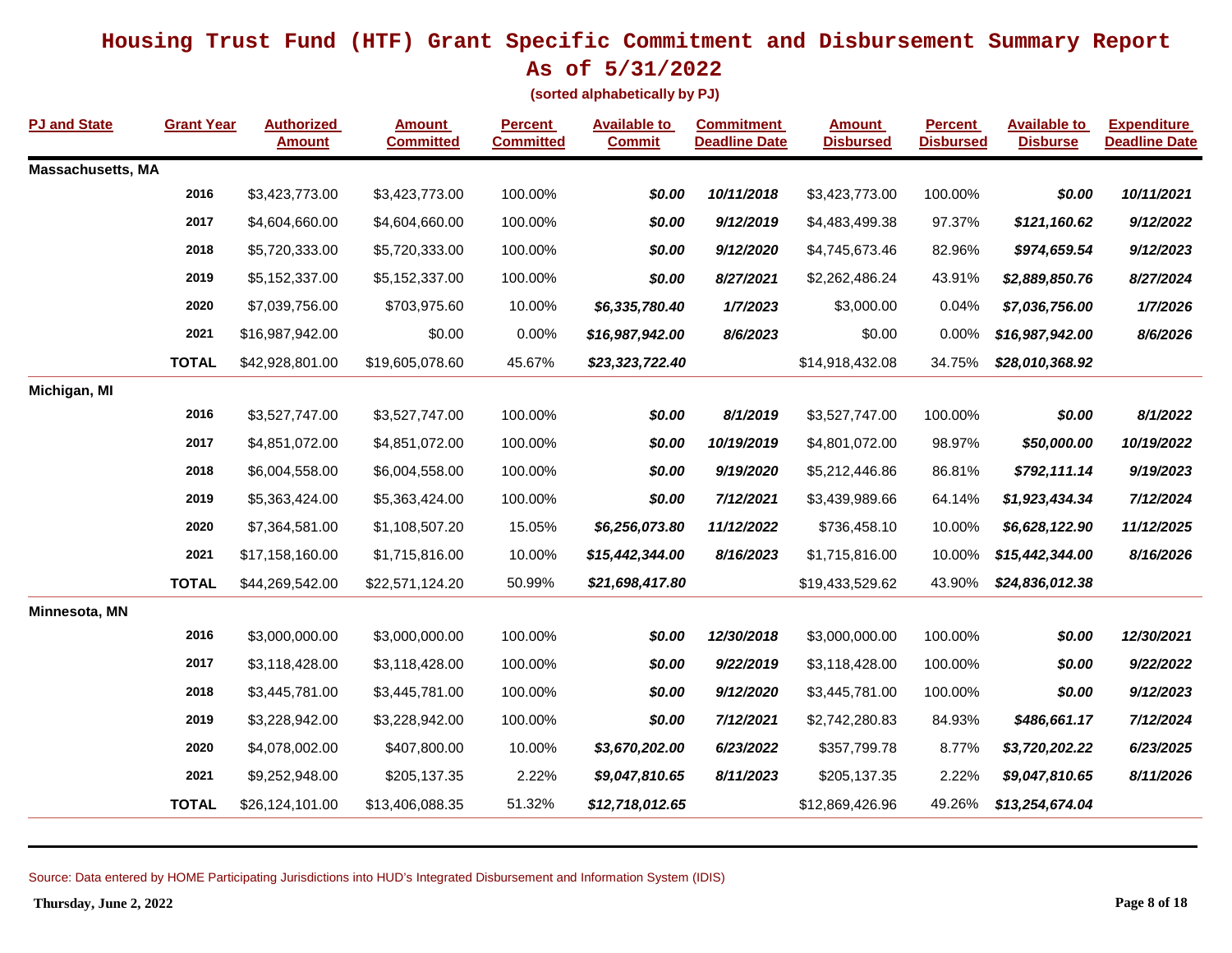# Housing Trust Fund (HTF) Grant Specific Commitment and Disbursement Summary Report

## As of 5/31/2022

**(sorted alphabetically by PJ)**

| PJ and State | Grant Year | Authorized Amount | Amount Committed | Percent Committed | Available to Commit | Commitment Deadline Date | Amount Disbursed | Percent Disbursed | Available to Disburse | Expenditure Deadline Date |
|---|---|---|---|---|---|---|---|---|---|---|
| **Massachusetts, MA** | | | | | | | | | | |
| | **2016** | $3,423,773.00 | $3,423,773.00 | 100.00% | ***$0.00*** | ***10/11/2018*** | $3,423,773.00 | 100.00% | ***$0.00*** | ***10/11/2021*** |
| | **2017** | $4,604,660.00 | $4,604,660.00 | 100.00% | ***$0.00*** | ***9/12/2019*** | $4,483,499.38 | 97.37% | ***$121,160.62*** | ***9/12/2022*** |
| | **2018** | $5,720,333.00 | $5,720,333.00 | 100.00% | ***$0.00*** | ***9/12/2020*** | $4,745,673.46 | 82.96% | ***$974,659.54*** | ***9/12/2023*** |
| | **2019** | $5,152,337.00 | $5,152,337.00 | 100.00% | ***$0.00*** | ***8/27/2021*** | $2,262,486.24 | 43.91% | ***$2,889,850.76*** | ***8/27/2024*** |
| | **2020** | $7,039,756.00 | $703,975.60 | 10.00% | ***$6,335,780.40*** | ***1/7/2023*** | $3,000.00 | 0.04% | ***$7,036,756.00*** | ***1/7/2026*** |
| | **2021** | $16,987,942.00 | $0.00 | 0.00% | ***$16,987,942.00*** | ***8/6/2023*** | $0.00 | 0.00% | ***$16,987,942.00*** | ***8/6/2026*** |
| | **TOTAL** | $42,928,801.00 | $19,605,078.60 | 45.67% | ***$23,323,722.40*** | | $14,918,432.08 | 34.75% | ***$28,010,368.92*** | |
| **Michigan, MI** | | | | | | | | | | |
| | **2016** | $3,527,747.00 | $3,527,747.00 | 100.00% | ***$0.00*** | ***8/1/2019*** | $3,527,747.00 | 100.00% | ***$0.00*** | ***8/1/2022*** |
| | **2017** | $4,851,072.00 | $4,851,072.00 | 100.00% | ***$0.00*** | ***10/19/2019*** | $4,801,072.00 | 98.97% | ***$50,000.00*** | ***10/19/2022*** |
| | **2018** | $6,004,558.00 | $6,004,558.00 | 100.00% | ***$0.00*** | ***9/19/2020*** | $5,212,446.86 | 86.81% | ***$792,111.14*** | ***9/19/2023*** |
| | **2019** | $5,363,424.00 | $5,363,424.00 | 100.00% | ***$0.00*** | ***7/12/2021*** | $3,439,989.66 | 64.14% | ***$1,923,434.34*** | ***7/12/2024*** |
| | **2020** | $7,364,581.00 | $1,108,507.20 | 15.05% | ***$6,256,073.80*** | ***11/12/2022*** | $736,458.10 | 10.00% | ***$6,628,122.90*** | ***11/12/2025*** |
| | **2021** | $17,158,160.00 | $1,715,816.00 | 10.00% | ***$15,442,344.00*** | ***8/16/2023*** | $1,715,816.00 | 10.00% | ***$15,442,344.00*** | ***8/16/2026*** |
| | **TOTAL** | $44,269,542.00 | $22,571,124.20 | 50.99% | ***$21,698,417.80*** | | $19,433,529.62 | 43.90% | ***$24,836,012.38*** | |
| **Minnesota, MN** | | | | | | | | | | |
| | **2016** | $3,000,000.00 | $3,000,000.00 | 100.00% | ***$0.00*** | ***12/30/2018*** | $3,000,000.00 | 100.00% | ***$0.00*** | ***12/30/2021*** |
| | **2017** | $3,118,428.00 | $3,118,428.00 | 100.00% | ***$0.00*** | ***9/22/2019*** | $3,118,428.00 | 100.00% | ***$0.00*** | ***9/22/2022*** |
| | **2018** | $3,445,781.00 | $3,445,781.00 | 100.00% | ***$0.00*** | ***9/12/2020*** | $3,445,781.00 | 100.00% | ***$0.00*** | ***9/12/2023*** |
| | **2019** | $3,228,942.00 | $3,228,942.00 | 100.00% | ***$0.00*** | ***7/12/2021*** | $2,742,280.83 | 84.93% | ***$486,661.17*** | ***7/12/2024*** |
| | **2020** | $4,078,002.00 | $407,800.00 | 10.00% | ***$3,670,202.00*** | ***6/23/2022*** | $357,799.78 | 8.77% | ***$3,720,202.22*** | ***6/23/2025*** |
| | **2021** | $9,252,948.00 | $205,137.35 | 2.22% | ***$9,047,810.65*** | ***8/11/2023*** | $205,137.35 | 2.22% | ***$9,047,810.65*** | ***8/11/2026*** |
| | **TOTAL** | $26,124,101.00 | $13,406,088.35 | 51.32% | ***$12,718,012.65*** | | $12,869,426.96 | 49.26% | ***$13,254,674.04*** | |

Source: Data entered by HOME Participating Jurisdictions into HUD's Integrated Disbursement and Information System (IDIS)

**Thursday, June 2, 2022**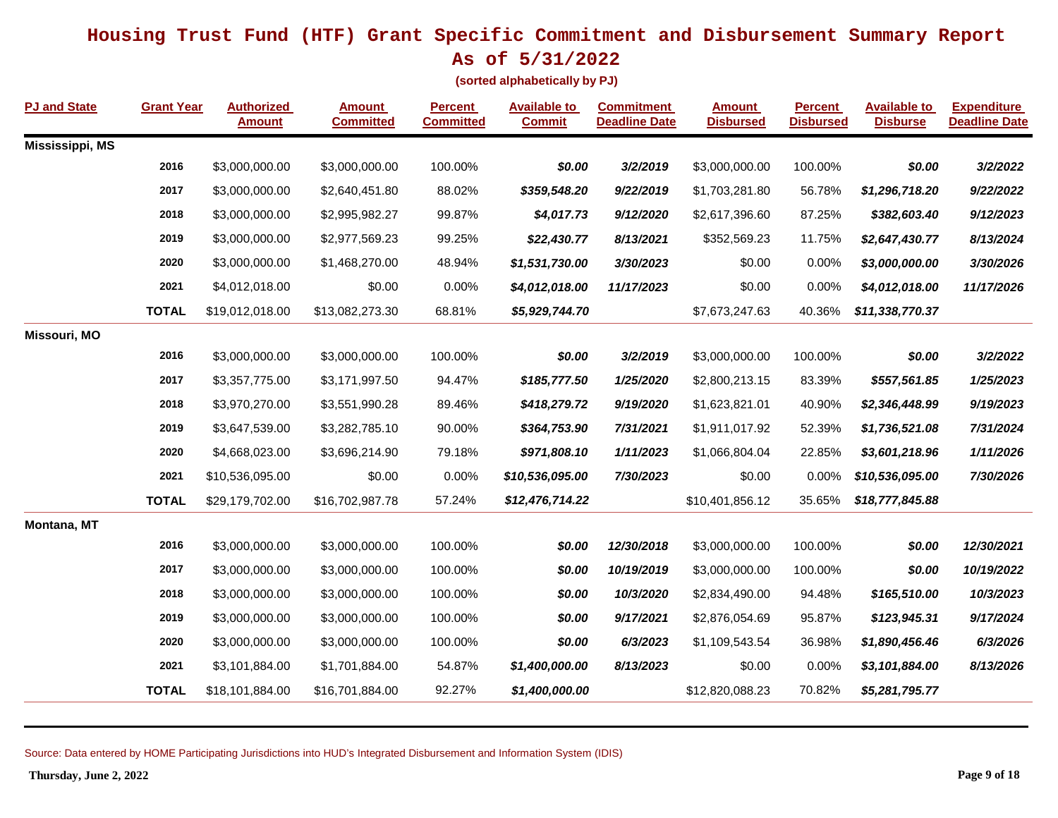# Housing Trust Fund (HTF) Grant Specific Commitment and Disbursement Summary Report
## As of 5/31/2022

**(sorted alphabetically by PJ)**

| PJ and State | Grant Year | Authorized Amount | Amount Committed | Percent Committed | Available to Commit | Commitment Deadline Date | Amount Disbursed | Percent Disbursed | Available to Disburse | Expenditure Deadline Date |
|---|---|---|---|---|---|---|---|---|---|---|
| **Mississippi, MS** | | | | | | | | | | |
| | **2016** | $3,000,000.00 | $3,000,000.00 | 100.00% | ***$0.00*** | ***3/2/2019*** | $3,000,000.00 | 100.00% | ***$0.00*** | ***3/2/2022*** |
| | **2017** | $3,000,000.00 | $2,640,451.80 | 88.02% | ***$359,548.20*** | ***9/22/2019*** | $1,703,281.80 | 56.78% | ***$1,296,718.20*** | ***9/22/2022*** |
| | **2018** | $3,000,000.00 | $2,995,982.27 | 99.87% | ***$4,017.73*** | ***9/12/2020*** | $2,617,396.60 | 87.25% | ***$382,603.40*** | ***9/12/2023*** |
| | **2019** | $3,000,000.00 | $2,977,569.23 | 99.25% | ***$22,430.77*** | ***8/13/2021*** | $352,569.23 | 11.75% | ***$2,647,430.77*** | ***8/13/2024*** |
| | **2020** | $3,000,000.00 | $1,468,270.00 | 48.94% | ***$1,531,730.00*** | ***3/30/2023*** | $0.00 | 0.00% | ***$3,000,000.00*** | ***3/30/2026*** |
| | **2021** | $4,012,018.00 | $0.00 | 0.00% | ***$4,012,018.00*** | ***11/17/2023*** | $0.00 | 0.00% | ***$4,012,018.00*** | ***11/17/2026*** |
| | **TOTAL** | $19,012,018.00 | $13,082,273.30 | 68.81% | ***$5,929,744.70*** | | $7,673,247.63 | 40.36% | ***$11,338,770.37*** | |
| **Missouri, MO** | | | | | | | | | | |
| | **2016** | $3,000,000.00 | $3,000,000.00 | 100.00% | ***$0.00*** | ***3/2/2019*** | $3,000,000.00 | 100.00% | ***$0.00*** | ***3/2/2022*** |
| | **2017** | $3,357,775.00 | $3,171,997.50 | 94.47% | ***$185,777.50*** | ***1/25/2020*** | $2,800,213.15 | 83.39% | ***$557,561.85*** | ***1/25/2023*** |
| | **2018** | $3,970,270.00 | $3,551,990.28 | 89.46% | ***$418,279.72*** | ***9/19/2020*** | $1,623,821.01 | 40.90% | ***$2,346,448.99*** | ***9/19/2023*** |
| | **2019** | $3,647,539.00 | $3,282,785.10 | 90.00% | ***$364,753.90*** | ***7/31/2021*** | $1,911,017.92 | 52.39% | ***$1,736,521.08*** | ***7/31/2024*** |
| | **2020** | $4,668,023.00 | $3,696,214.90 | 79.18% | ***$971,808.10*** | ***1/11/2023*** | $1,066,804.04 | 22.85% | ***$3,601,218.96*** | ***1/11/2026*** |
| | **2021** | $10,536,095.00 | $0.00 | 0.00% | ***$10,536,095.00*** | ***7/30/2023*** | $0.00 | 0.00% | ***$10,536,095.00*** | ***7/30/2026*** |
| | **TOTAL** | $29,179,702.00 | $16,702,987.78 | 57.24% | ***$12,476,714.22*** | | $10,401,856.12 | 35.65% | ***$18,777,845.88*** | |
| **Montana, MT** | | | | | | | | | | |
| | **2016** | $3,000,000.00 | $3,000,000.00 | 100.00% | ***$0.00*** | ***12/30/2018*** | $3,000,000.00 | 100.00% | ***$0.00*** | ***12/30/2021*** |
| | **2017** | $3,000,000.00 | $3,000,000.00 | 100.00% | ***$0.00*** | ***10/19/2019*** | $3,000,000.00 | 100.00% | ***$0.00*** | ***10/19/2022*** |
| | **2018** | $3,000,000.00 | $3,000,000.00 | 100.00% | ***$0.00*** | ***10/3/2020*** | $2,834,490.00 | 94.48% | ***$165,510.00*** | ***10/3/2023*** |
| | **2019** | $3,000,000.00 | $3,000,000.00 | 100.00% | ***$0.00*** | ***9/17/2021*** | $2,876,054.69 | 95.87% | ***$123,945.31*** | ***9/17/2024*** |
| | **2020** | $3,000,000.00 | $3,000,000.00 | 100.00% | ***$0.00*** | ***6/3/2023*** | $1,109,543.54 | 36.98% | ***$1,890,456.46*** | ***6/3/2026*** |
| | **2021** | $3,101,884.00 | $1,701,884.00 | 54.87% | ***$1,400,000.00*** | ***8/13/2023*** | $0.00 | 0.00% | ***$3,101,884.00*** | ***8/13/2026*** |
| | **TOTAL** | $18,101,884.00 | $16,701,884.00 | 92.27% | ***$1,400,000.00*** | | $12,820,088.23 | 70.82% | ***$5,281,795.77*** | |

Source: Data entered by HOME Participating Jurisdictions into HUD's Integrated Disbursement and Information System (IDIS)

**Thursday, June 2, 2022**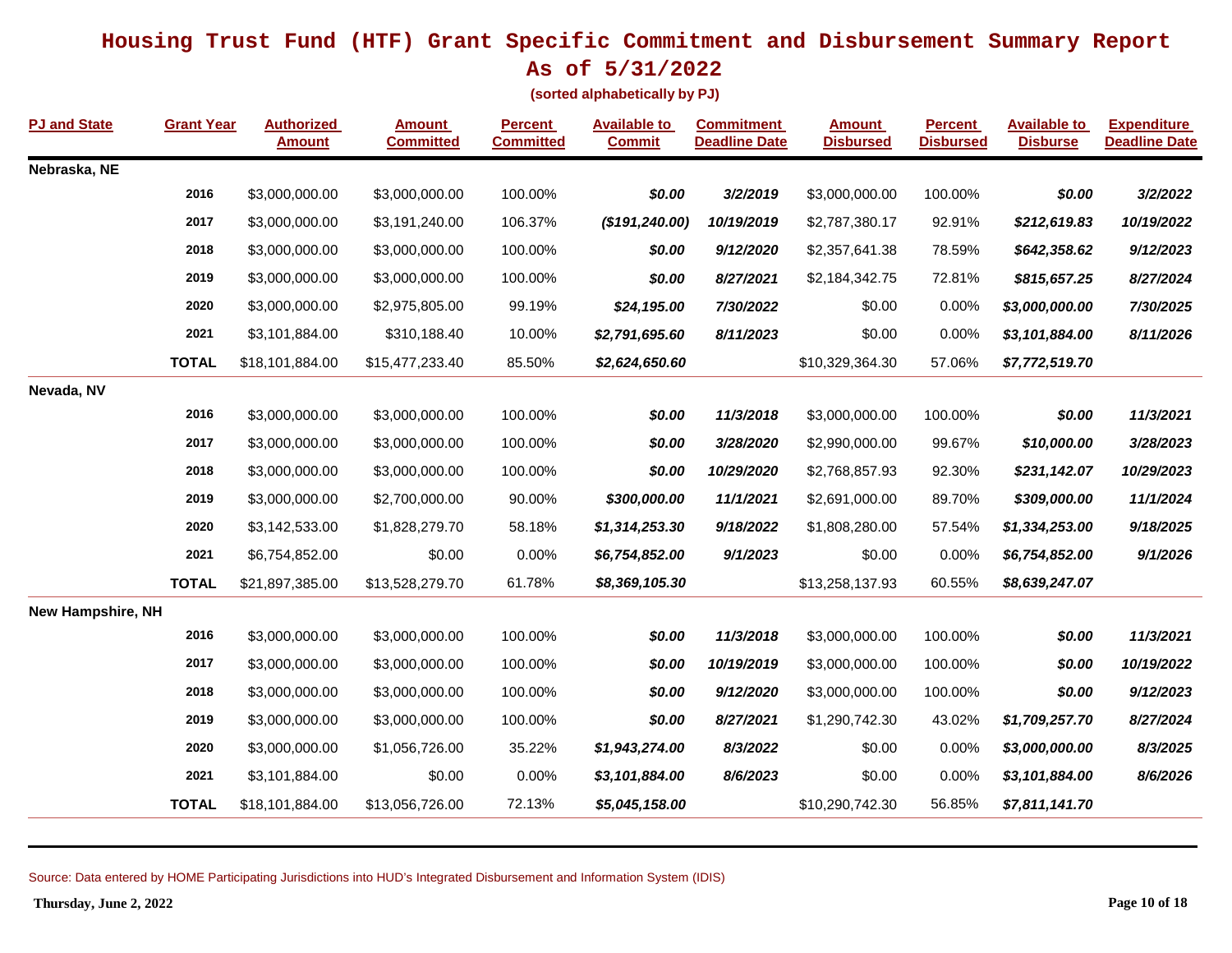# Housing Trust Fund (HTF) Grant Specific Commitment and Disbursement Summary Report

## As of 5/31/2022

**(sorted alphabetically by PJ)**

| PJ and State | Grant Year | Authorized Amount | Amount Committed | Percent Committed | Available to Commit | Commitment Deadline Date | Amount Disbursed | Percent Disbursed | Available to Disburse | Expenditure Deadline Date |
|---|---|---|---|---|---|---|---|---|---|---|
| **Nebraska, NE** | | | | | | | | | | |
| | 2016 | $3,000,000.00 | $3,000,000.00 | 100.00% | *$0.00* | *3/2/2019* | $3,000,000.00 | 100.00% | *$0.00* | *3/2/2022* |
| | 2017 | $3,000,000.00 | $3,191,240.00 | 106.37% | *($191,240.00)* | *10/19/2019* | $2,787,380.17 | 92.91% | *$212,619.83* | *10/19/2022* |
| | 2018 | $3,000,000.00 | $3,000,000.00 | 100.00% | *$0.00* | *9/12/2020* | $2,357,641.38 | 78.59% | *$642,358.62* | *9/12/2023* |
| | 2019 | $3,000,000.00 | $3,000,000.00 | 100.00% | *$0.00* | *8/27/2021* | $2,184,342.75 | 72.81% | *$815,657.25* | *8/27/2024* |
| | 2020 | $3,000,000.00 | $2,975,805.00 | 99.19% | *$24,195.00* | *7/30/2022* | $0.00 | 0.00% | *$3,000,000.00* | *7/30/2025* |
| | 2021 | $3,101,884.00 | $310,188.40 | 10.00% | *$2,791,695.60* | *8/11/2023* | $0.00 | 0.00% | *$3,101,884.00* | *8/11/2026* |
| | **TOTAL** | $18,101,884.00 | $15,477,233.40 | 85.50% | *$2,624,650.60* | | $10,329,364.30 | 57.06% | *$7,772,519.70* | |
| **Nevada, NV** | | | | | | | | | | |
| | 2016 | $3,000,000.00 | $3,000,000.00 | 100.00% | *$0.00* | *11/3/2018* | $3,000,000.00 | 100.00% | *$0.00* | *11/3/2021* |
| | 2017 | $3,000,000.00 | $3,000,000.00 | 100.00% | *$0.00* | *3/28/2020* | $2,990,000.00 | 99.67% | *$10,000.00* | *3/28/2023* |
| | 2018 | $3,000,000.00 | $3,000,000.00 | 100.00% | *$0.00* | *10/29/2020* | $2,768,857.93 | 92.30% | *$231,142.07* | *10/29/2023* |
| | 2019 | $3,000,000.00 | $2,700,000.00 | 90.00% | *$300,000.00* | *11/1/2021* | $2,691,000.00 | 89.70% | *$309,000.00* | *11/1/2024* |
| | 2020 | $3,142,533.00 | $1,828,279.70 | 58.18% | *$1,314,253.30* | *9/18/2022* | $1,808,280.00 | 57.54% | *$1,334,253.00* | *9/18/2025* |
| | 2021 | $6,754,852.00 | $0.00 | 0.00% | *$6,754,852.00* | *9/1/2023* | $0.00 | 0.00% | *$6,754,852.00* | *9/1/2026* |
| | **TOTAL** | $21,897,385.00 | $13,528,279.70 | 61.78% | *$8,369,105.30* | | $13,258,137.93 | 60.55% | *$8,639,247.07* | |
| **New Hampshire, NH** | | | | | | | | | | |
| | 2016 | $3,000,000.00 | $3,000,000.00 | 100.00% | *$0.00* | *11/3/2018* | $3,000,000.00 | 100.00% | *$0.00* | *11/3/2021* |
| | 2017 | $3,000,000.00 | $3,000,000.00 | 100.00% | *$0.00* | *10/19/2019* | $3,000,000.00 | 100.00% | *$0.00* | *10/19/2022* |
| | 2018 | $3,000,000.00 | $3,000,000.00 | 100.00% | *$0.00* | *9/12/2020* | $3,000,000.00 | 100.00% | *$0.00* | *9/12/2023* |
| | 2019 | $3,000,000.00 | $3,000,000.00 | 100.00% | *$0.00* | *8/27/2021* | $1,290,742.30 | 43.02% | *$1,709,257.70* | *8/27/2024* |
| | 2020 | $3,000,000.00 | $1,056,726.00 | 35.22% | *$1,943,274.00* | *8/3/2022* | $0.00 | 0.00% | *$3,000,000.00* | *8/3/2025* |
| | 2021 | $3,101,884.00 | $0.00 | 0.00% | *$3,101,884.00* | *8/6/2023* | $0.00 | 0.00% | *$3,101,884.00* | *8/6/2026* |
| | **TOTAL** | $18,101,884.00 | $13,056,726.00 | 72.13% | *$5,045,158.00* | | $10,290,742.30 | 56.85% | *$7,811,141.70* | |

Source: Data entered by HOME Participating Jurisdictions into HUD's Integrated Disbursement and Information System (IDIS)

**Thursday, June 2, 2022**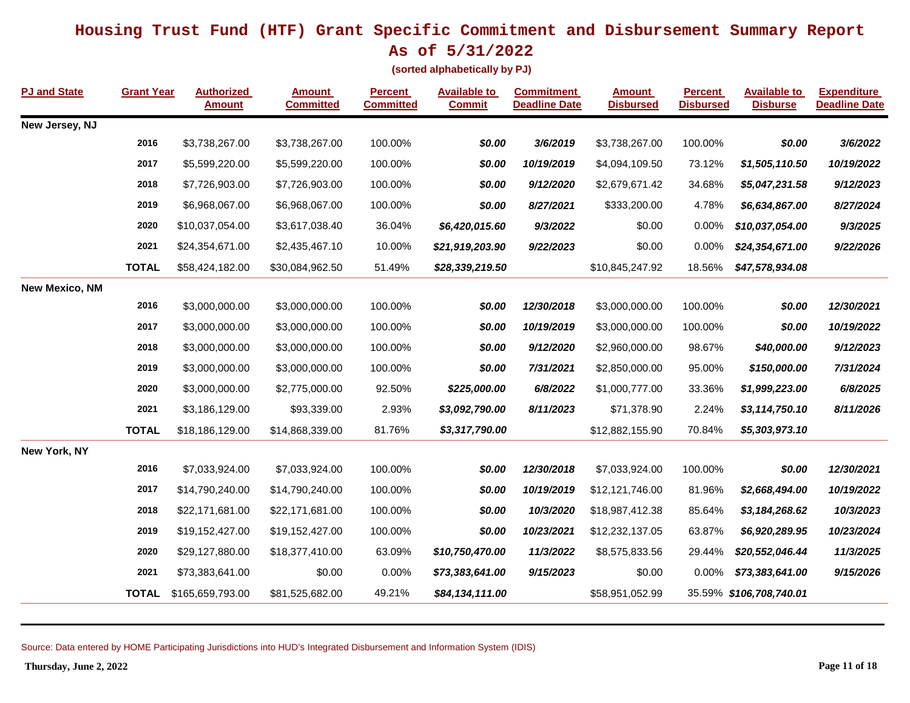# Housing Trust Fund (HTF) Grant Specific Commitment and Disbursement Summary Report

## As of 5/31/2022

**(sorted alphabetically by PJ)**

| PJ and State | Grant Year | Authorized Amount | Amount Committed | Percent Committed | Available to Commit | Commitment Deadline Date | Amount Disbursed | Percent Disbursed | Available to Disburse | Expenditure Deadline Date |
|---|---|---|---|---|---|---|---|---|---|---|
| **New Jersey, NJ** | | | | | | | | | | |
| | **2016** | $3,738,267.00 | $3,738,267.00 | 100.00% | ***$0.00*** | ***3/6/2019*** | $3,738,267.00 | 100.00% | ***$0.00*** | ***3/6/2022*** |
| | **2017** | $5,599,220.00 | $5,599,220.00 | 100.00% | ***$0.00*** | ***10/19/2019*** | $4,094,109.50 | 73.12% | ***$1,505,110.50*** | ***10/19/2022*** |
| | **2018** | $7,726,903.00 | $7,726,903.00 | 100.00% | ***$0.00*** | ***9/12/2020*** | $2,679,671.42 | 34.68% | ***$5,047,231.58*** | ***9/12/2023*** |
| | **2019** | $6,968,067.00 | $6,968,067.00 | 100.00% | ***$0.00*** | ***8/27/2021*** | $333,200.00 | 4.78% | ***$6,634,867.00*** | ***8/27/2024*** |
| | **2020** | $10,037,054.00 | $3,617,038.40 | 36.04% | ***$6,420,015.60*** | ***9/3/2022*** | $0.00 | 0.00% | ***$10,037,054.00*** | ***9/3/2025*** |
| | **2021** | $24,354,671.00 | $2,435,467.10 | 10.00% | ***$21,919,203.90*** | ***9/22/2023*** | $0.00 | 0.00% | ***$24,354,671.00*** | ***9/22/2026*** |
| | **TOTAL** | $58,424,182.00 | $30,084,962.50 | 51.49% | ***$28,339,219.50*** | | $10,845,247.92 | 18.56% | ***$47,578,934.08*** | |
| **New Mexico, NM** | | | | | | | | | | |
| | **2016** | $3,000,000.00 | $3,000,000.00 | 100.00% | ***$0.00*** | ***12/30/2018*** | $3,000,000.00 | 100.00% | ***$0.00*** | ***12/30/2021*** |
| | **2017** | $3,000,000.00 | $3,000,000.00 | 100.00% | ***$0.00*** | ***10/19/2019*** | $3,000,000.00 | 100.00% | ***$0.00*** | ***10/19/2022*** |
| | **2018** | $3,000,000.00 | $3,000,000.00 | 100.00% | ***$0.00*** | ***9/12/2020*** | $2,960,000.00 | 98.67% | ***$40,000.00*** | ***9/12/2023*** |
| | **2019** | $3,000,000.00 | $3,000,000.00 | 100.00% | ***$0.00*** | ***7/31/2021*** | $2,850,000.00 | 95.00% | ***$150,000.00*** | ***7/31/2024*** |
| | **2020** | $3,000,000.00 | $2,775,000.00 | 92.50% | ***$225,000.00*** | ***6/8/2022*** | $1,000,777.00 | 33.36% | ***$1,999,223.00*** | ***6/8/2025*** |
| | **2021** | $3,186,129.00 | $93,339.00 | 2.93% | ***$3,092,790.00*** | ***8/11/2023*** | $71,378.90 | 2.24% | ***$3,114,750.10*** | ***8/11/2026*** |
| | **TOTAL** | $18,186,129.00 | $14,868,339.00 | 81.76% | ***$3,317,790.00*** | | $12,882,155.90 | 70.84% | ***$5,303,973.10*** | |
| **New York, NY** | | | | | | | | | | |
| | **2016** | $7,033,924.00 | $7,033,924.00 | 100.00% | ***$0.00*** | ***12/30/2018*** | $7,033,924.00 | 100.00% | ***$0.00*** | ***12/30/2021*** |
| | **2017** | $14,790,240.00 | $14,790,240.00 | 100.00% | ***$0.00*** | ***10/19/2019*** | $12,121,746.00 | 81.96% | ***$2,668,494.00*** | ***10/19/2022*** |
| | **2018** | $22,171,681.00 | $22,171,681.00 | 100.00% | ***$0.00*** | ***10/3/2020*** | $18,987,412.38 | 85.64% | ***$3,184,268.62*** | ***10/3/2023*** |
| | **2019** | $19,152,427.00 | $19,152,427.00 | 100.00% | ***$0.00*** | ***10/23/2021*** | $12,232,137.05 | 63.87% | ***$6,920,289.95*** | ***10/23/2024*** |
| | **2020** | $29,127,880.00 | $18,377,410.00 | 63.09% | ***$10,750,470.00*** | ***11/3/2022*** | $8,575,833.56 | 29.44% | ***$20,552,046.44*** | ***11/3/2025*** |
| | **2021** | $73,383,641.00 | $0.00 | 0.00% | ***$73,383,641.00*** | ***9/15/2023*** | $0.00 | 0.00% | ***$73,383,641.00*** | ***9/15/2026*** |
| | **TOTAL** | $165,659,793.00 | $81,525,682.00 | 49.21% | ***$84,134,111.00*** | | $58,951,052.99 | 35.59% | ***$106,708,740.01*** | |

Source: Data entered by HOME Participating Jurisdictions into HUD's Integrated Disbursement and Information System (IDIS)

**Thursday, June 2, 2022**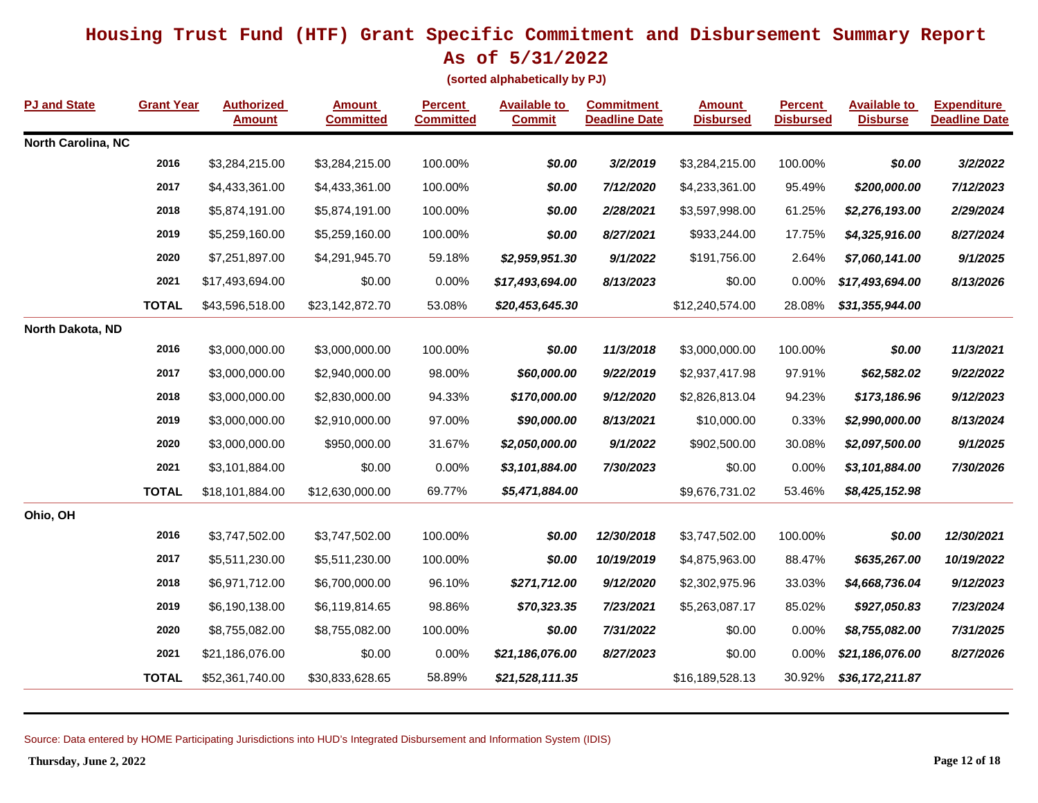# Housing Trust Fund (HTF) Grant Specific Commitment and Disbursement Summary Report

## As of 5/31/2022

**(sorted alphabetically by PJ)**

| PJ and State | Grant Year | Authorized Amount | Amount Committed | Percent Committed | Available to Commit | Commitment Deadline Date | Amount Disbursed | Percent Disbursed | Available to Disburse | Expenditure Deadline Date |
|---|---|---|---|---|---|---|---|---|---|---|
| **North Carolina, NC** | | | | | | | | | | |
| | 2016 | $3,284,215.00 | $3,284,215.00 | 100.00% | ***$0.00*** | ***3/2/2019*** | $3,284,215.00 | 100.00% | ***$0.00*** | ***3/2/2022*** |
| | 2017 | $4,433,361.00 | $4,433,361.00 | 100.00% | ***$0.00*** | ***7/12/2020*** | $4,233,361.00 | 95.49% | ***$200,000.00*** | ***7/12/2023*** |
| | 2018 | $5,874,191.00 | $5,874,191.00 | 100.00% | ***$0.00*** | ***2/28/2021*** | $3,597,998.00 | 61.25% | ***$2,276,193.00*** | ***2/29/2024*** |
| | 2019 | $5,259,160.00 | $5,259,160.00 | 100.00% | ***$0.00*** | ***8/27/2021*** | $933,244.00 | 17.75% | ***$4,325,916.00*** | ***8/27/2024*** |
| | 2020 | $7,251,897.00 | $4,291,945.70 | 59.18% | ***$2,959,951.30*** | ***9/1/2022*** | $191,756.00 | 2.64% | ***$7,060,141.00*** | ***9/1/2025*** |
| | 2021 | $17,493,694.00 | $0.00 | 0.00% | ***$17,493,694.00*** | ***8/13/2023*** | $0.00 | 0.00% | ***$17,493,694.00*** | ***8/13/2026*** |
| | **TOTAL** | $43,596,518.00 | $23,142,872.70 | 53.08% | ***$20,453,645.30*** | | $12,240,574.00 | 28.08% | ***$31,355,944.00*** | |
| **North Dakota, ND** | | | | | | | | | | |
| | 2016 | $3,000,000.00 | $3,000,000.00 | 100.00% | ***$0.00*** | ***11/3/2018*** | $3,000,000.00 | 100.00% | ***$0.00*** | ***11/3/2021*** |
| | 2017 | $3,000,000.00 | $2,940,000.00 | 98.00% | ***$60,000.00*** | ***9/22/2019*** | $2,937,417.98 | 97.91% | ***$62,582.02*** | ***9/22/2022*** |
| | 2018 | $3,000,000.00 | $2,830,000.00 | 94.33% | ***$170,000.00*** | ***9/12/2020*** | $2,826,813.04 | 94.23% | ***$173,186.96*** | ***9/12/2023*** |
| | 2019 | $3,000,000.00 | $2,910,000.00 | 97.00% | ***$90,000.00*** | ***8/13/2021*** | $10,000.00 | 0.33% | ***$2,990,000.00*** | ***8/13/2024*** |
| | 2020 | $3,000,000.00 | $950,000.00 | 31.67% | ***$2,050,000.00*** | ***9/1/2022*** | $902,500.00 | 30.08% | ***$2,097,500.00*** | ***9/1/2025*** |
| | 2021 | $3,101,884.00 | $0.00 | 0.00% | ***$3,101,884.00*** | ***7/30/2023*** | $0.00 | 0.00% | ***$3,101,884.00*** | ***7/30/2026*** |
| | **TOTAL** | $18,101,884.00 | $12,630,000.00 | 69.77% | ***$5,471,884.00*** | | $9,676,731.02 | 53.46% | ***$8,425,152.98*** | |
| **Ohio, OH** | | | | | | | | | | |
| | 2016 | $3,747,502.00 | $3,747,502.00 | 100.00% | ***$0.00*** | ***12/30/2018*** | $3,747,502.00 | 100.00% | ***$0.00*** | ***12/30/2021*** |
| | 2017 | $5,511,230.00 | $5,511,230.00 | 100.00% | ***$0.00*** | ***10/19/2019*** | $4,875,963.00 | 88.47% | ***$635,267.00*** | ***10/19/2022*** |
| | 2018 | $6,971,712.00 | $6,700,000.00 | 96.10% | ***$271,712.00*** | ***9/12/2020*** | $2,302,975.96 | 33.03% | ***$4,668,736.04*** | ***9/12/2023*** |
| | 2019 | $6,190,138.00 | $6,119,814.65 | 98.86% | ***$70,323.35*** | ***7/23/2021*** | $5,263,087.17 | 85.02% | ***$927,050.83*** | ***7/23/2024*** |
| | 2020 | $8,755,082.00 | $8,755,082.00 | 100.00% | ***$0.00*** | ***7/31/2022*** | $0.00 | 0.00% | ***$8,755,082.00*** | ***7/31/2025*** |
| | 2021 | $21,186,076.00 | $0.00 | 0.00% | ***$21,186,076.00*** | ***8/27/2023*** | $0.00 | 0.00% | ***$21,186,076.00*** | ***8/27/2026*** |
| | **TOTAL** | $52,361,740.00 | $30,833,628.65 | 58.89% | ***$21,528,111.35*** | | $16,189,528.13 | 30.92% | ***$36,172,211.87*** | |

Source: Data entered by HOME Participating Jurisdictions into HUD's Integrated Disbursement and Information System (IDIS)

**Thursday, June 2, 2022**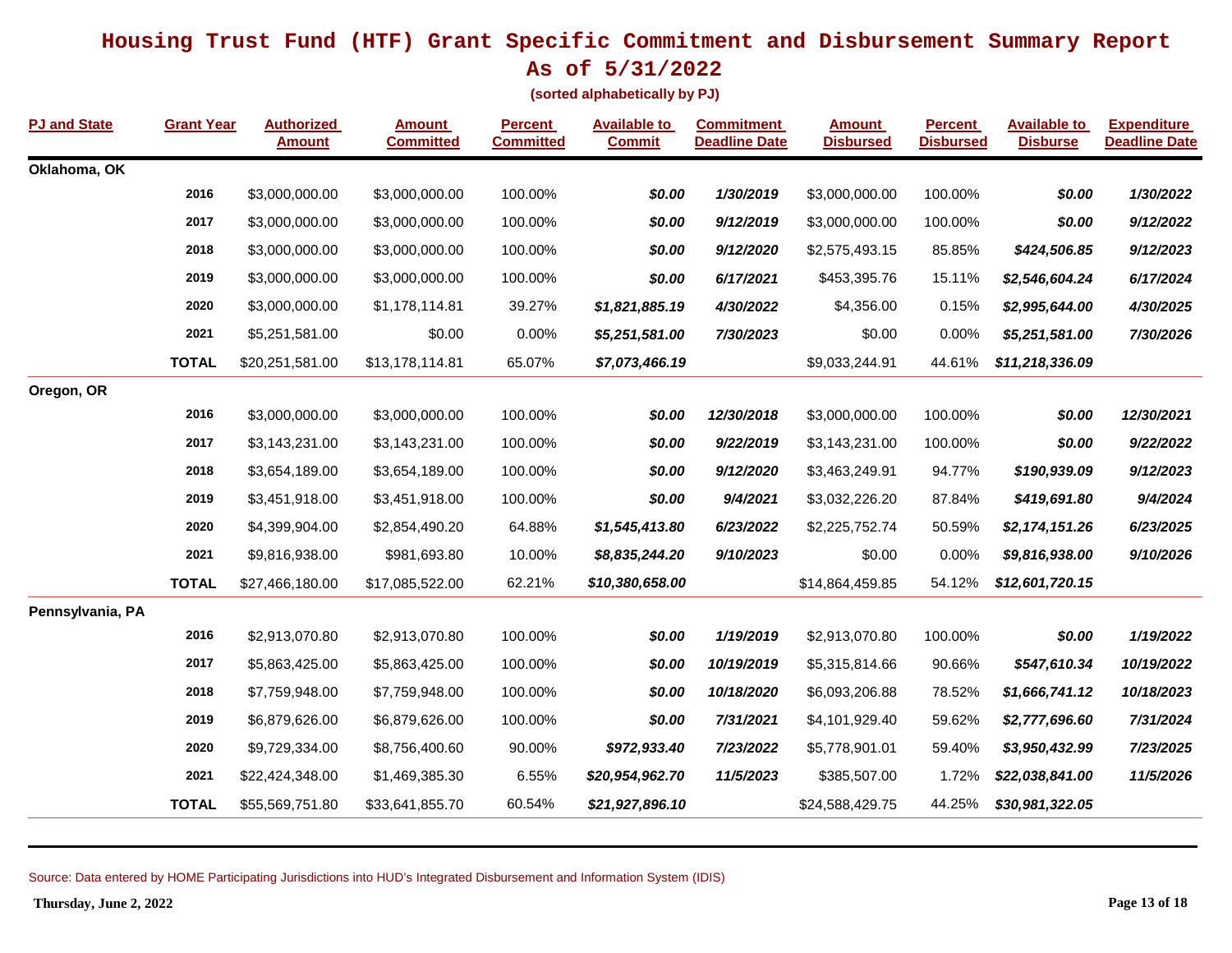# Housing Trust Fund (HTF) Grant Specific Commitment and Disbursement Summary Report

## As of 5/31/2022

**(sorted alphabetically by PJ)**

| PJ and State | Grant Year | Authorized Amount | Amount Committed | Percent Committed | Available to Commit | Commitment Deadline Date | Amount Disbursed | Percent Disbursed | Available to Disburse | Expenditure Deadline Date |
|---|---|---|---|---|---|---|---|---|---|---|
| **Oklahoma, OK** | | | | | | | | | | |
| | **2016** | $3,000,000.00 | $3,000,000.00 | 100.00% | ***$0.00*** | ***1/30/2019*** | $3,000,000.00 | 100.00% | ***$0.00*** | ***1/30/2022*** |
| | **2017** | $3,000,000.00 | $3,000,000.00 | 100.00% | ***$0.00*** | ***9/12/2019*** | $3,000,000.00 | 100.00% | ***$0.00*** | ***9/12/2022*** |
| | **2018** | $3,000,000.00 | $3,000,000.00 | 100.00% | ***$0.00*** | ***9/12/2020*** | $2,575,493.15 | 85.85% | ***$424,506.85*** | ***9/12/2023*** |
| | **2019** | $3,000,000.00 | $3,000,000.00 | 100.00% | ***$0.00*** | ***6/17/2021*** | $453,395.76 | 15.11% | ***$2,546,604.24*** | ***6/17/2024*** |
| | **2020** | $3,000,000.00 | $1,178,114.81 | 39.27% | ***$1,821,885.19*** | ***4/30/2022*** | $4,356.00 | 0.15% | ***$2,995,644.00*** | ***4/30/2025*** |
| | **2021** | $5,251,581.00 | $0.00 | 0.00% | ***$5,251,581.00*** | ***7/30/2023*** | $0.00 | 0.00% | ***$5,251,581.00*** | ***7/30/2026*** |
| | **TOTAL** | $20,251,581.00 | $13,178,114.81 | 65.07% | ***$7,073,466.19*** | | $9,033,244.91 | 44.61% | ***$11,218,336.09*** | |
| **Oregon, OR** | | | | | | | | | | |
| | **2016** | $3,000,000.00 | $3,000,000.00 | 100.00% | ***$0.00*** | ***12/30/2018*** | $3,000,000.00 | 100.00% | ***$0.00*** | ***12/30/2021*** |
| | **2017** | $3,143,231.00 | $3,143,231.00 | 100.00% | ***$0.00*** | ***9/22/2019*** | $3,143,231.00 | 100.00% | ***$0.00*** | ***9/22/2022*** |
| | **2018** | $3,654,189.00 | $3,654,189.00 | 100.00% | ***$0.00*** | ***9/12/2020*** | $3,463,249.91 | 94.77% | ***$190,939.09*** | ***9/12/2023*** |
| | **2019** | $3,451,918.00 | $3,451,918.00 | 100.00% | ***$0.00*** | ***9/4/2021*** | $3,032,226.20 | 87.84% | ***$419,691.80*** | ***9/4/2024*** |
| | **2020** | $4,399,904.00 | $2,854,490.20 | 64.88% | ***$1,545,413.80*** | ***6/23/2022*** | $2,225,752.74 | 50.59% | ***$2,174,151.26*** | ***6/23/2025*** |
| | **2021** | $9,816,938.00 | $981,693.80 | 10.00% | ***$8,835,244.20*** | ***9/10/2023*** | $0.00 | 0.00% | ***$9,816,938.00*** | ***9/10/2026*** |
| | **TOTAL** | $27,466,180.00 | $17,085,522.00 | 62.21% | ***$10,380,658.00*** | | $14,864,459.85 | 54.12% | ***$12,601,720.15*** | |
| **Pennsylvania, PA** | | | | | | | | | | |
| | **2016** | $2,913,070.80 | $2,913,070.80 | 100.00% | ***$0.00*** | ***1/19/2019*** | $2,913,070.80 | 100.00% | ***$0.00*** | ***1/19/2022*** |
| | **2017** | $5,863,425.00 | $5,863,425.00 | 100.00% | ***$0.00*** | ***10/19/2019*** | $5,315,814.66 | 90.66% | ***$547,610.34*** | ***10/19/2022*** |
| | **2018** | $7,759,948.00 | $7,759,948.00 | 100.00% | ***$0.00*** | ***10/18/2020*** | $6,093,206.88 | 78.52% | ***$1,666,741.12*** | ***10/18/2023*** |
| | **2019** | $6,879,626.00 | $6,879,626.00 | 100.00% | ***$0.00*** | ***7/31/2021*** | $4,101,929.40 | 59.62% | ***$2,777,696.60*** | ***7/31/2024*** |
| | **2020** | $9,729,334.00 | $8,756,400.60 | 90.00% | ***$972,933.40*** | ***7/23/2022*** | $5,778,901.01 | 59.40% | ***$3,950,432.99*** | ***7/23/2025*** |
| | **2021** | $22,424,348.00 | $1,469,385.30 | 6.55% | ***$20,954,962.70*** | ***11/5/2023*** | $385,507.00 | 1.72% | ***$22,038,841.00*** | ***11/5/2026*** |
| | **TOTAL** | $55,569,751.80 | $33,641,855.70 | 60.54% | ***$21,927,896.10*** | | $24,588,429.75 | 44.25% | ***$30,981,322.05*** | |

Source: Data entered by HOME Participating Jurisdictions into HUD's Integrated Disbursement and Information System (IDIS)

**Thursday, June 2, 2022**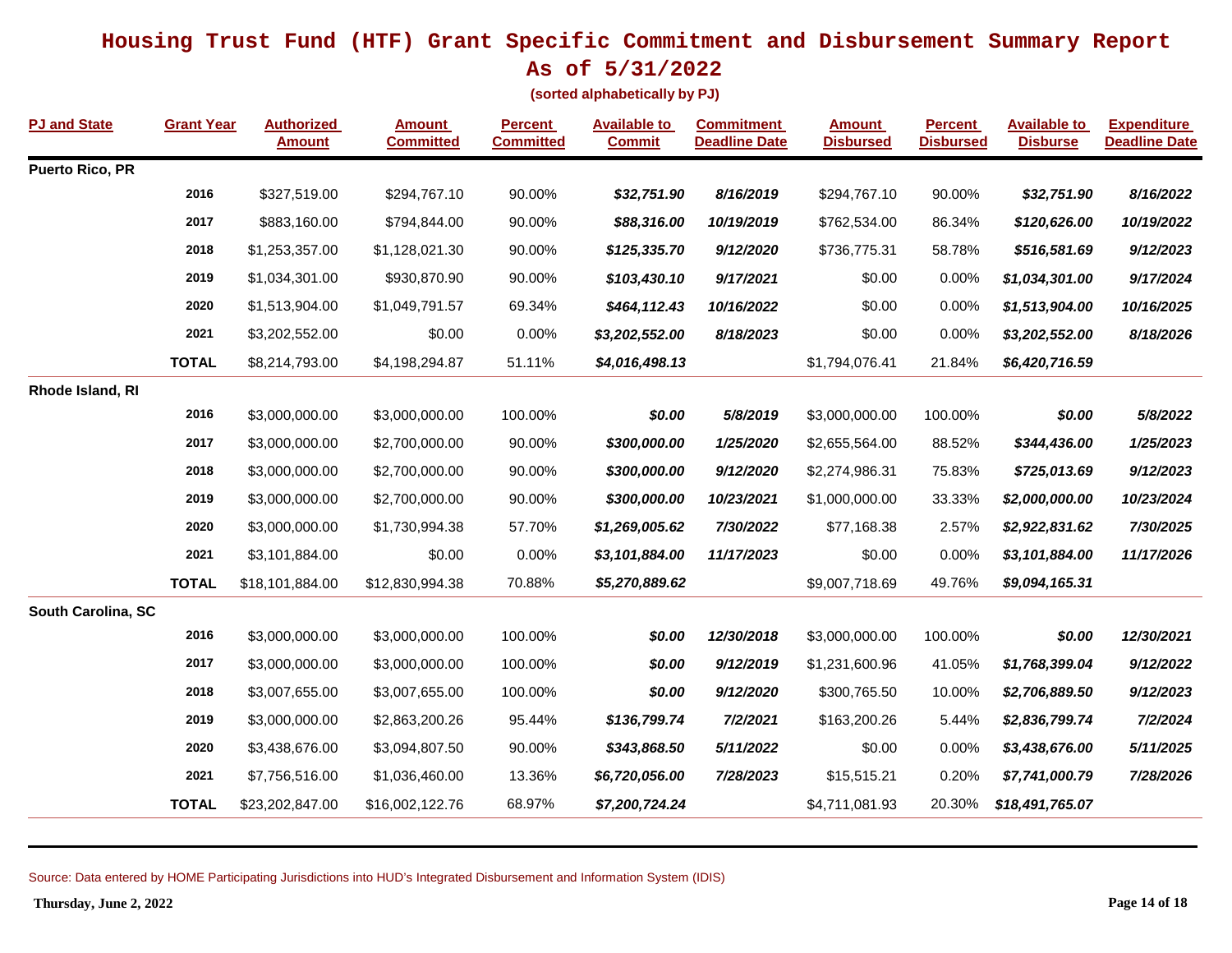# Housing Trust Fund (HTF) Grant Specific Commitment and Disbursement Summary Report
## As of 5/31/2022

**(sorted alphabetically by PJ)**

| PJ and State | Grant Year | Authorized Amount | Amount Committed | Percent Committed | Available to Commit | Commitment Deadline Date | Amount Disbursed | Percent Disbursed | Available to Disburse | Expenditure Deadline Date |
|---|---|---|---|---|---|---|---|---|---|---|
| **Puerto Rico, PR** | | | | | | | | | | |
| | **2016** | $327,519.00 | $294,767.10 | 90.00% | ***$32,751.90*** | ***8/16/2019*** | $294,767.10 | 90.00% | ***$32,751.90*** | ***8/16/2022*** |
| | **2017** | $883,160.00 | $794,844.00 | 90.00% | ***$88,316.00*** | ***10/19/2019*** | $762,534.00 | 86.34% | ***$120,626.00*** | ***10/19/2022*** |
| | **2018** | $1,253,357.00 | $1,128,021.30 | 90.00% | ***$125,335.70*** | ***9/12/2020*** | $736,775.31 | 58.78% | ***$516,581.69*** | ***9/12/2023*** |
| | **2019** | $1,034,301.00 | $930,870.90 | 90.00% | ***$103,430.10*** | ***9/17/2021*** | $0.00 | 0.00% | ***$1,034,301.00*** | ***9/17/2024*** |
| | **2020** | $1,513,904.00 | $1,049,791.57 | 69.34% | ***$464,112.43*** | ***10/16/2022*** | $0.00 | 0.00% | ***$1,513,904.00*** | ***10/16/2025*** |
| | **2021** | $3,202,552.00 | $0.00 | 0.00% | ***$3,202,552.00*** | ***8/18/2023*** | $0.00 | 0.00% | ***$3,202,552.00*** | ***8/18/2026*** |
| | **TOTAL** | $8,214,793.00 | $4,198,294.87 | 51.11% | ***$4,016,498.13*** | | $1,794,076.41 | 21.84% | ***$6,420,716.59*** | |
| **Rhode Island, RI** | | | | | | | | | | |
| | **2016** | $3,000,000.00 | $3,000,000.00 | 100.00% | ***$0.00*** | ***5/8/2019*** | $3,000,000.00 | 100.00% | ***$0.00*** | ***5/8/2022*** |
| | **2017** | $3,000,000.00 | $2,700,000.00 | 90.00% | ***$300,000.00*** | ***1/25/2020*** | $2,655,564.00 | 88.52% | ***$344,436.00*** | ***1/25/2023*** |
| | **2018** | $3,000,000.00 | $2,700,000.00 | 90.00% | ***$300,000.00*** | ***9/12/2020*** | $2,274,986.31 | 75.83% | ***$725,013.69*** | ***9/12/2023*** |
| | **2019** | $3,000,000.00 | $2,700,000.00 | 90.00% | ***$300,000.00*** | ***10/23/2021*** | $1,000,000.00 | 33.33% | ***$2,000,000.00*** | ***10/23/2024*** |
| | **2020** | $3,000,000.00 | $1,730,994.38 | 57.70% | ***$1,269,005.62*** | ***7/30/2022*** | $77,168.38 | 2.57% | ***$2,922,831.62*** | ***7/30/2025*** |
| | **2021** | $3,101,884.00 | $0.00 | 0.00% | ***$3,101,884.00*** | ***11/17/2023*** | $0.00 | 0.00% | ***$3,101,884.00*** | ***11/17/2026*** |
| | **TOTAL** | $18,101,884.00 | $12,830,994.38 | 70.88% | ***$5,270,889.62*** | | $9,007,718.69 | 49.76% | ***$9,094,165.31*** | |
| **South Carolina, SC** | | | | | | | | | | |
| | **2016** | $3,000,000.00 | $3,000,000.00 | 100.00% | ***$0.00*** | ***12/30/2018*** | $3,000,000.00 | 100.00% | ***$0.00*** | ***12/30/2021*** |
| | **2017** | $3,000,000.00 | $3,000,000.00 | 100.00% | ***$0.00*** | ***9/12/2019*** | $1,231,600.96 | 41.05% | ***$1,768,399.04*** | ***9/12/2022*** |
| | **2018** | $3,007,655.00 | $3,007,655.00 | 100.00% | ***$0.00*** | ***9/12/2020*** | $300,765.50 | 10.00% | ***$2,706,889.50*** | ***9/12/2023*** |
| | **2019** | $3,000,000.00 | $2,863,200.26 | 95.44% | ***$136,799.74*** | ***7/2/2021*** | $163,200.26 | 5.44% | ***$2,836,799.74*** | ***7/2/2024*** |
| | **2020** | $3,438,676.00 | $3,094,807.50 | 90.00% | ***$343,868.50*** | ***5/11/2022*** | $0.00 | 0.00% | ***$3,438,676.00*** | ***5/11/2025*** |
| | **2021** | $7,756,516.00 | $1,036,460.00 | 13.36% | ***$6,720,056.00*** | ***7/28/2023*** | $15,515.21 | 0.20% | ***$7,741,000.79*** | ***7/28/2026*** |
| | **TOTAL** | $23,202,847.00 | $16,002,122.76 | 68.97% | ***$7,200,724.24*** | | $4,711,081.93 | 20.30% | ***$18,491,765.07*** | |

Source: Data entered by HOME Participating Jurisdictions into HUD's Integrated Disbursement and Information System (IDIS)

**Thursday, June 2, 2022**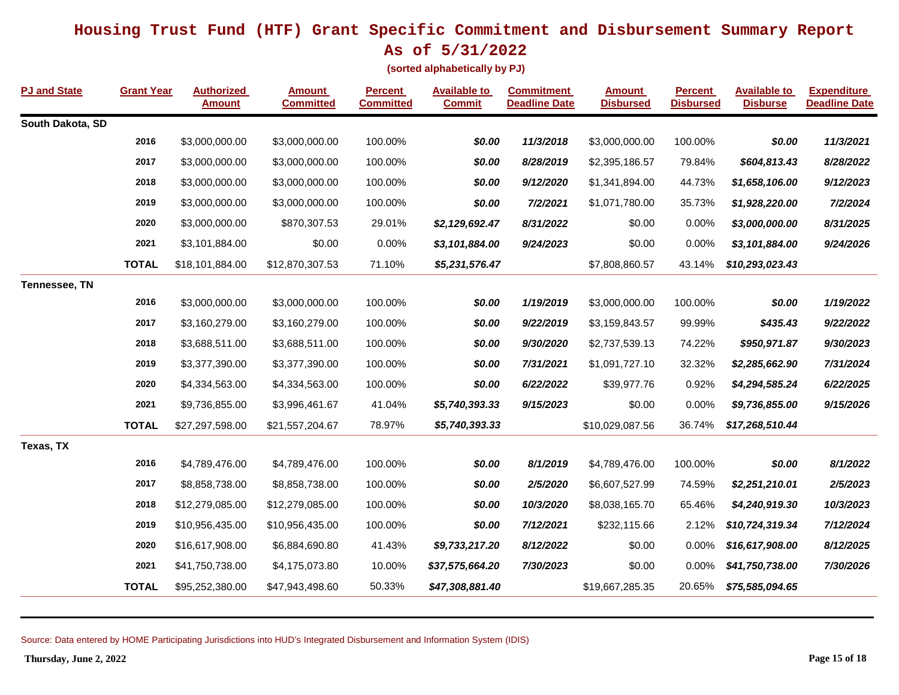# Housing Trust Fund (HTF) Grant Specific Commitment and Disbursement Summary Report
## As of 5/31/2022

**(sorted alphabetically by PJ)**

| PJ and State | Grant Year | Authorized Amount | Amount Committed | Percent Committed | Available to Commit | Commitment Deadline Date | Amount Disbursed | Percent Disbursed | Available to Disburse | Expenditure Deadline Date |
|---|---|---|---|---|---|---|---|---|---|---|
| **South Dakota, SD** | | | | | | | | | | |
| | 2016 | $3,000,000.00 | $3,000,000.00 | 100.00% | ***$0.00*** | ***11/3/2018*** | $3,000,000.00 | 100.00% | ***$0.00*** | ***11/3/2021*** |
| | 2017 | $3,000,000.00 | $3,000,000.00 | 100.00% | ***$0.00*** | ***8/28/2019*** | $2,395,186.57 | 79.84% | ***$604,813.43*** | ***8/28/2022*** |
| | 2018 | $3,000,000.00 | $3,000,000.00 | 100.00% | ***$0.00*** | ***9/12/2020*** | $1,341,894.00 | 44.73% | ***$1,658,106.00*** | ***9/12/2023*** |
| | 2019 | $3,000,000.00 | $3,000,000.00 | 100.00% | ***$0.00*** | ***7/2/2021*** | $1,071,780.00 | 35.73% | ***$1,928,220.00*** | ***7/2/2024*** |
| | 2020 | $3,000,000.00 | $870,307.53 | 29.01% | ***$2,129,692.47*** | ***8/31/2022*** | $0.00 | 0.00% | ***$3,000,000.00*** | ***8/31/2025*** |
| | 2021 | $3,101,884.00 | $0.00 | 0.00% | ***$3,101,884.00*** | ***9/24/2023*** | $0.00 | 0.00% | ***$3,101,884.00*** | ***9/24/2026*** |
| | **TOTAL** | $18,101,884.00 | $12,870,307.53 | 71.10% | ***$5,231,576.47*** | | $7,808,860.57 | 43.14% | ***$10,293,023.43*** | |
| **Tennessee, TN** | | | | | | | | | | |
| | 2016 | $3,000,000.00 | $3,000,000.00 | 100.00% | ***$0.00*** | ***1/19/2019*** | $3,000,000.00 | 100.00% | ***$0.00*** | ***1/19/2022*** |
| | 2017 | $3,160,279.00 | $3,160,279.00 | 100.00% | ***$0.00*** | ***9/22/2019*** | $3,159,843.57 | 99.99% | ***$435.43*** | ***9/22/2022*** |
| | 2018 | $3,688,511.00 | $3,688,511.00 | 100.00% | ***$0.00*** | ***9/30/2020*** | $2,737,539.13 | 74.22% | ***$950,971.87*** | ***9/30/2023*** |
| | 2019 | $3,377,390.00 | $3,377,390.00 | 100.00% | ***$0.00*** | ***7/31/2021*** | $1,091,727.10 | 32.32% | ***$2,285,662.90*** | ***7/31/2024*** |
| | 2020 | $4,334,563.00 | $4,334,563.00 | 100.00% | ***$0.00*** | ***6/22/2022*** | $39,977.76 | 0.92% | ***$4,294,585.24*** | ***6/22/2025*** |
| | 2021 | $9,736,855.00 | $3,996,461.67 | 41.04% | ***$5,740,393.33*** | ***9/15/2023*** | $0.00 | 0.00% | ***$9,736,855.00*** | ***9/15/2026*** |
| | **TOTAL** | $27,297,598.00 | $21,557,204.67 | 78.97% | ***$5,740,393.33*** | | $10,029,087.56 | 36.74% | ***$17,268,510.44*** | |
| **Texas, TX** | | | | | | | | | | |
| | 2016 | $4,789,476.00 | $4,789,476.00 | 100.00% | ***$0.00*** | ***8/1/2019*** | $4,789,476.00 | 100.00% | ***$0.00*** | ***8/1/2022*** |
| | 2017 | $8,858,738.00 | $8,858,738.00 | 100.00% | ***$0.00*** | ***2/5/2020*** | $6,607,527.99 | 74.59% | ***$2,251,210.01*** | ***2/5/2023*** |
| | 2018 | $12,279,085.00 | $12,279,085.00 | 100.00% | ***$0.00*** | ***10/3/2020*** | $8,038,165.70 | 65.46% | ***$4,240,919.30*** | ***10/3/2023*** |
| | 2019 | $10,956,435.00 | $10,956,435.00 | 100.00% | ***$0.00*** | ***7/12/2021*** | $232,115.66 | 2.12% | ***$10,724,319.34*** | ***7/12/2024*** |
| | 2020 | $16,617,908.00 | $6,884,690.80 | 41.43% | ***$9,733,217.20*** | ***8/12/2022*** | $0.00 | 0.00% | ***$16,617,908.00*** | ***8/12/2025*** |
| | 2021 | $41,750,738.00 | $4,175,073.80 | 10.00% | ***$37,575,664.20*** | ***7/30/2023*** | $0.00 | 0.00% | ***$41,750,738.00*** | ***7/30/2026*** |
| | **TOTAL** | $95,252,380.00 | $47,943,498.60 | 50.33% | ***$47,308,881.40*** | | $19,667,285.35 | 20.65% | ***$75,585,094.65*** | |

Source: Data entered by HOME Participating Jurisdictions into HUD's Integrated Disbursement and Information System (IDIS)

**Thursday, June 2, 2022**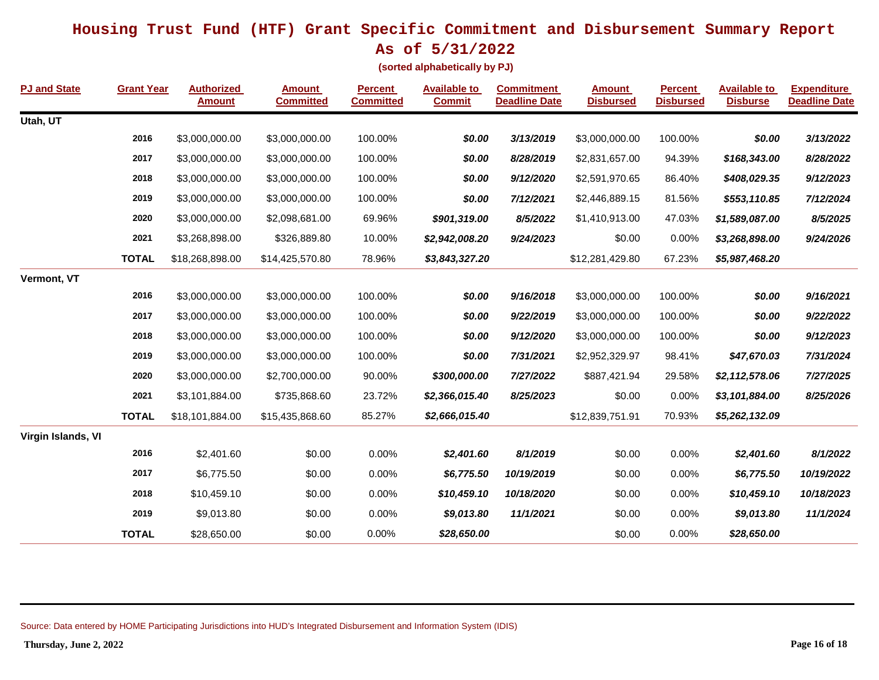# Housing Trust Fund (HTF) Grant Specific Commitment and Disbursement Summary Report

## As of 5/31/2022

**(sorted alphabetically by PJ)**

| PJ and State | Grant Year | Authorized Amount | Amount Committed | Percent Committed | Available to Commit | Commitment Deadline Date | Amount Disbursed | Percent Disbursed | Available to Disburse | Expenditure Deadline Date |
|---|---|---|---|---|---|---|---|---|---|---|
| **Utah, UT** | | | | | | | | | | |
| | **2016** | $3,000,000.00 | $3,000,000.00 | 100.00% | ***$0.00*** | ***3/13/2019*** | $3,000,000.00 | 100.00% | ***$0.00*** | ***3/13/2022*** |
| | **2017** | $3,000,000.00 | $3,000,000.00 | 100.00% | ***$0.00*** | ***8/28/2019*** | $2,831,657.00 | 94.39% | ***$168,343.00*** | ***8/28/2022*** |
| | **2018** | $3,000,000.00 | $3,000,000.00 | 100.00% | ***$0.00*** | ***9/12/2020*** | $2,591,970.65 | 86.40% | ***$408,029.35*** | ***9/12/2023*** |
| | **2019** | $3,000,000.00 | $3,000,000.00 | 100.00% | ***$0.00*** | ***7/12/2021*** | $2,446,889.15 | 81.56% | ***$553,110.85*** | ***7/12/2024*** |
| | **2020** | $3,000,000.00 | $2,098,681.00 | 69.96% | ***$901,319.00*** | ***8/5/2022*** | $1,410,913.00 | 47.03% | ***$1,589,087.00*** | ***8/5/2025*** |
| | **2021** | $3,268,898.00 | $326,889.80 | 10.00% | ***$2,942,008.20*** | ***9/24/2023*** | $0.00 | 0.00% | ***$3,268,898.00*** | ***9/24/2026*** |
| | **TOTAL** | $18,268,898.00 | $14,425,570.80 | 78.96% | ***$3,843,327.20*** | | $12,281,429.80 | 67.23% | ***$5,987,468.20*** | |
| **Vermont, VT** | | | | | | | | | | |
| | **2016** | $3,000,000.00 | $3,000,000.00 | 100.00% | ***$0.00*** | ***9/16/2018*** | $3,000,000.00 | 100.00% | ***$0.00*** | ***9/16/2021*** |
| | **2017** | $3,000,000.00 | $3,000,000.00 | 100.00% | ***$0.00*** | ***9/22/2019*** | $3,000,000.00 | 100.00% | ***$0.00*** | ***9/22/2022*** |
| | **2018** | $3,000,000.00 | $3,000,000.00 | 100.00% | ***$0.00*** | ***9/12/2020*** | $3,000,000.00 | 100.00% | ***$0.00*** | ***9/12/2023*** |
| | **2019** | $3,000,000.00 | $3,000,000.00 | 100.00% | ***$0.00*** | ***7/31/2021*** | $2,952,329.97 | 98.41% | ***$47,670.03*** | ***7/31/2024*** |
| | **2020** | $3,000,000.00 | $2,700,000.00 | 90.00% | ***$300,000.00*** | ***7/27/2022*** | $887,421.94 | 29.58% | ***$2,112,578.06*** | ***7/27/2025*** |
| | **2021** | $3,101,884.00 | $735,868.60 | 23.72% | ***$2,366,015.40*** | ***8/25/2023*** | $0.00 | 0.00% | ***$3,101,884.00*** | ***8/25/2026*** |
| | **TOTAL** | $18,101,884.00 | $15,435,868.60 | 85.27% | ***$2,666,015.40*** | | $12,839,751.91 | 70.93% | ***$5,262,132.09*** | |
| **Virgin Islands, VI** | | | | | | | | | | |
| | **2016** | $2,401.60 | $0.00 | 0.00% | ***$2,401.60*** | ***8/1/2019*** | $0.00 | 0.00% | ***$2,401.60*** | ***8/1/2022*** |
| | **2017** | $6,775.50 | $0.00 | 0.00% | ***$6,775.50*** | ***10/19/2019*** | $0.00 | 0.00% | ***$6,775.50*** | ***10/19/2022*** |
| | **2018** | $10,459.10 | $0.00 | 0.00% | ***$10,459.10*** | ***10/18/2020*** | $0.00 | 0.00% | ***$10,459.10*** | ***10/18/2023*** |
| | **2019** | $9,013.80 | $0.00 | 0.00% | ***$9,013.80*** | ***11/1/2021*** | $0.00 | 0.00% | ***$9,013.80*** | ***11/1/2024*** |
| | **TOTAL** | $28,650.00 | $0.00 | 0.00% | ***$28,650.00*** | | $0.00 | 0.00% | ***$28,650.00*** | |

Source: Data entered by HOME Participating Jurisdictions into HUD's Integrated Disbursement and Information System (IDIS)

**Thursday, June 2, 2022**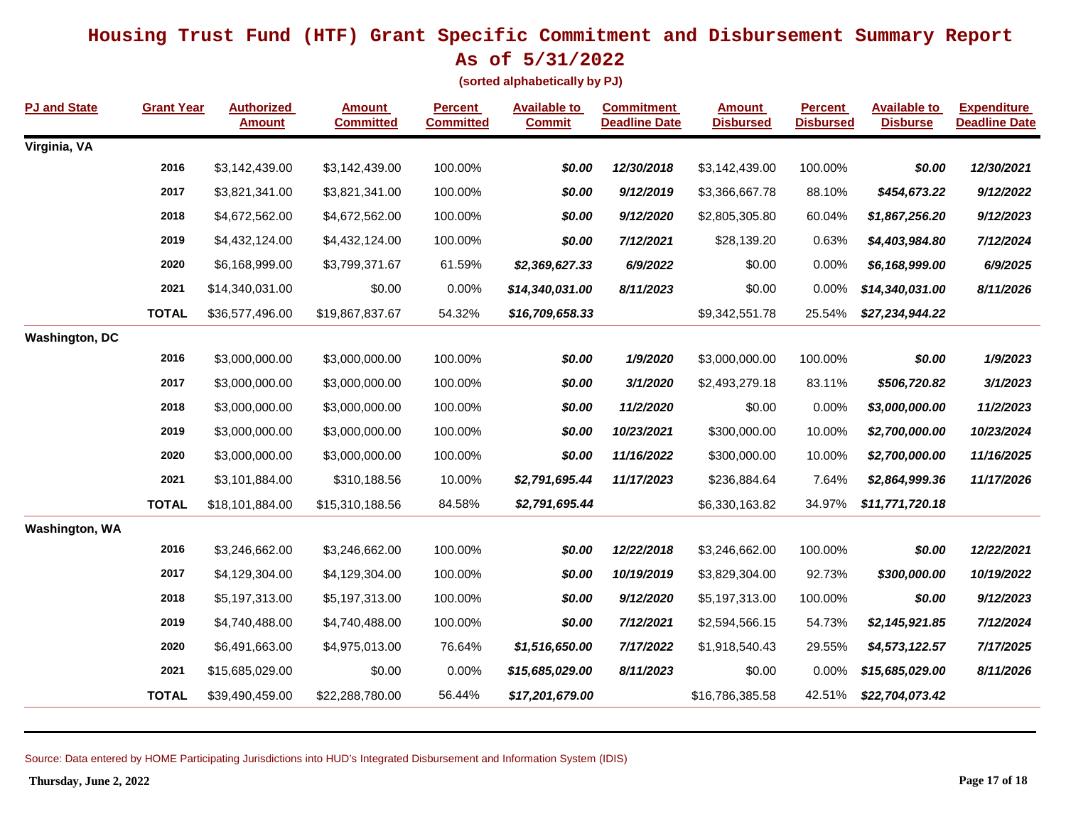# Housing Trust Fund (HTF) Grant Specific Commitment and Disbursement Summary Report

## As of 5/31/2022

**(sorted alphabetically by PJ)**

| PJ and State | Grant Year | Authorized Amount | Amount Committed | Percent Committed | Available to Commit | Commitment Deadline Date | Amount Disbursed | Percent Disbursed | Available to Disburse | Expenditure Deadline Date |
|---|---|---|---|---|---|---|---|---|---|---|
| **Virginia, VA** | | | | | | | | | | |
| | **2016** | $3,142,439.00 | $3,142,439.00 | 100.00% | ***$0.00*** | ***12/30/2018*** | $3,142,439.00 | 100.00% | ***$0.00*** | ***12/30/2021*** |
| | **2017** | $3,821,341.00 | $3,821,341.00 | 100.00% | ***$0.00*** | ***9/12/2019*** | $3,366,667.78 | 88.10% | ***$454,673.22*** | ***9/12/2022*** |
| | **2018** | $4,672,562.00 | $4,672,562.00 | 100.00% | ***$0.00*** | ***9/12/2020*** | $2,805,305.80 | 60.04% | ***$1,867,256.20*** | ***9/12/2023*** |
| | **2019** | $4,432,124.00 | $4,432,124.00 | 100.00% | ***$0.00*** | ***7/12/2021*** | $28,139.20 | 0.63% | ***$4,403,984.80*** | ***7/12/2024*** |
| | **2020** | $6,168,999.00 | $3,799,371.67 | 61.59% | ***$2,369,627.33*** | ***6/9/2022*** | $0.00 | 0.00% | ***$6,168,999.00*** | ***6/9/2025*** |
| | **2021** | $14,340,031.00 | $0.00 | 0.00% | ***$14,340,031.00*** | ***8/11/2023*** | $0.00 | 0.00% | ***$14,340,031.00*** | ***8/11/2026*** |
| | **TOTAL** | $36,577,496.00 | $19,867,837.67 | 54.32% | ***$16,709,658.33*** | | $9,342,551.78 | 25.54% | ***$27,234,944.22*** | |
| **Washington, DC** | | | | | | | | | | |
| | **2016** | $3,000,000.00 | $3,000,000.00 | 100.00% | ***$0.00*** | ***1/9/2020*** | $3,000,000.00 | 100.00% | ***$0.00*** | ***1/9/2023*** |
| | **2017** | $3,000,000.00 | $3,000,000.00 | 100.00% | ***$0.00*** | ***3/1/2020*** | $2,493,279.18 | 83.11% | ***$506,720.82*** | ***3/1/2023*** |
| | **2018** | $3,000,000.00 | $3,000,000.00 | 100.00% | ***$0.00*** | ***11/2/2020*** | $0.00 | 0.00% | ***$3,000,000.00*** | ***11/2/2023*** |
| | **2019** | $3,000,000.00 | $3,000,000.00 | 100.00% | ***$0.00*** | ***10/23/2021*** | $300,000.00 | 10.00% | ***$2,700,000.00*** | ***10/23/2024*** |
| | **2020** | $3,000,000.00 | $3,000,000.00 | 100.00% | ***$0.00*** | ***11/16/2022*** | $300,000.00 | 10.00% | ***$2,700,000.00*** | ***11/16/2025*** |
| | **2021** | $3,101,884.00 | $310,188.56 | 10.00% | ***$2,791,695.44*** | ***11/17/2023*** | $236,884.64 | 7.64% | ***$2,864,999.36*** | ***11/17/2026*** |
| | **TOTAL** | $18,101,884.00 | $15,310,188.56 | 84.58% | ***$2,791,695.44*** | | $6,330,163.82 | 34.97% | ***$11,771,720.18*** | |
| **Washington, WA** | | | | | | | | | | |
| | **2016** | $3,246,662.00 | $3,246,662.00 | 100.00% | ***$0.00*** | ***12/22/2018*** | $3,246,662.00 | 100.00% | ***$0.00*** | ***12/22/2021*** |
| | **2017** | $4,129,304.00 | $4,129,304.00 | 100.00% | ***$0.00*** | ***10/19/2019*** | $3,829,304.00 | 92.73% | ***$300,000.00*** | ***10/19/2022*** |
| | **2018** | $5,197,313.00 | $5,197,313.00 | 100.00% | ***$0.00*** | ***9/12/2020*** | $5,197,313.00 | 100.00% | ***$0.00*** | ***9/12/2023*** |
| | **2019** | $4,740,488.00 | $4,740,488.00 | 100.00% | ***$0.00*** | ***7/12/2021*** | $2,594,566.15 | 54.73% | ***$2,145,921.85*** | ***7/12/2024*** |
| | **2020** | $6,491,663.00 | $4,975,013.00 | 76.64% | ***$1,516,650.00*** | ***7/17/2022*** | $1,918,540.43 | 29.55% | ***$4,573,122.57*** | ***7/17/2025*** |
| | **2021** | $15,685,029.00 | $0.00 | 0.00% | ***$15,685,029.00*** | ***8/11/2023*** | $0.00 | 0.00% | ***$15,685,029.00*** | ***8/11/2026*** |
| | **TOTAL** | $39,490,459.00 | $22,288,780.00 | 56.44% | ***$17,201,679.00*** | | $16,786,385.58 | 42.51% | ***$22,704,073.42*** | |

Source: Data entered by HOME Participating Jurisdictions into HUD's Integrated Disbursement and Information System (IDIS)

**Thursday, June 2, 2022**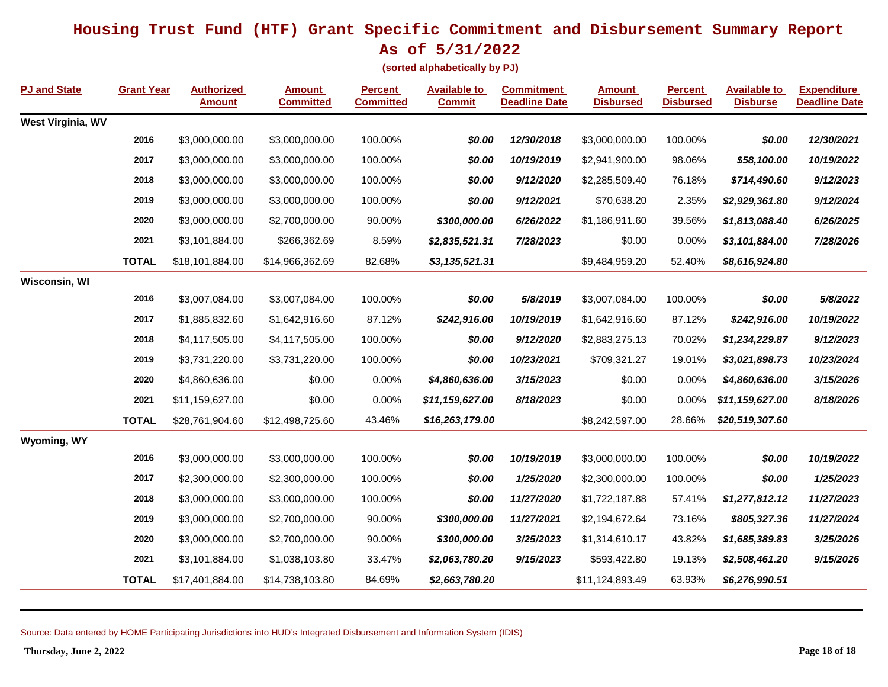# Housing Trust Fund (HTF) Grant Specific Commitment and Disbursement Summary Report

## As of 5/31/2022

**(sorted alphabetically by PJ)**

| PJ and State | Grant Year | Authorized Amount | Amount Committed | Percent Committed | Available to Commit | Commitment Deadline Date | Amount Disbursed | Percent Disbursed | Available to Disburse | Expenditure Deadline Date |
|---|---|---|---|---|---|---|---|---|---|---|
| **West Virginia, WV** | | | | | | | | | | |
| | 2016 | $3,000,000.00 | $3,000,000.00 | 100.00% | ***$0.00*** | ***12/30/2018*** | $3,000,000.00 | 100.00% | ***$0.00*** | ***12/30/2021*** |
| | 2017 | $3,000,000.00 | $3,000,000.00 | 100.00% | ***$0.00*** | ***10/19/2019*** | $2,941,900.00 | 98.06% | ***$58,100.00*** | ***10/19/2022*** |
| | 2018 | $3,000,000.00 | $3,000,000.00 | 100.00% | ***$0.00*** | ***9/12/2020*** | $2,285,509.40 | 76.18% | ***$714,490.60*** | ***9/12/2023*** |
| | 2019 | $3,000,000.00 | $3,000,000.00 | 100.00% | ***$0.00*** | ***9/12/2021*** | $70,638.20 | 2.35% | ***$2,929,361.80*** | ***9/12/2024*** |
| | 2020 | $3,000,000.00 | $2,700,000.00 | 90.00% | ***$300,000.00*** | ***6/26/2022*** | $1,186,911.60 | 39.56% | ***$1,813,088.40*** | ***6/26/2025*** |
| | 2021 | $3,101,884.00 | $266,362.69 | 8.59% | ***$2,835,521.31*** | ***7/28/2023*** | $0.00 | 0.00% | ***$3,101,884.00*** | ***7/28/2026*** |
| | **TOTAL** | $18,101,884.00 | $14,966,362.69 | 82.68% | ***$3,135,521.31*** | | $9,484,959.20 | 52.40% | ***$8,616,924.80*** | |
| **Wisconsin, WI** | | | | | | | | | | |
| | 2016 | $3,007,084.00 | $3,007,084.00 | 100.00% | ***$0.00*** | ***5/8/2019*** | $3,007,084.00 | 100.00% | ***$0.00*** | ***5/8/2022*** |
| | 2017 | $1,885,832.60 | $1,642,916.60 | 87.12% | ***$242,916.00*** | ***10/19/2019*** | $1,642,916.60 | 87.12% | ***$242,916.00*** | ***10/19/2022*** |
| | 2018 | $4,117,505.00 | $4,117,505.00 | 100.00% | ***$0.00*** | ***9/12/2020*** | $2,883,275.13 | 70.02% | ***$1,234,229.87*** | ***9/12/2023*** |
| | 2019 | $3,731,220.00 | $3,731,220.00 | 100.00% | ***$0.00*** | ***10/23/2021*** | $709,321.27 | 19.01% | ***$3,021,898.73*** | ***10/23/2024*** |
| | 2020 | $4,860,636.00 | $0.00 | 0.00% | ***$4,860,636.00*** | ***3/15/2023*** | $0.00 | 0.00% | ***$4,860,636.00*** | ***3/15/2026*** |
| | 2021 | $11,159,627.00 | $0.00 | 0.00% | ***$11,159,627.00*** | ***8/18/2023*** | $0.00 | 0.00% | ***$11,159,627.00*** | ***8/18/2026*** |
| | **TOTAL** | $28,761,904.60 | $12,498,725.60 | 43.46% | ***$16,263,179.00*** | | $8,242,597.00 | 28.66% | ***$20,519,307.60*** | |
| **Wyoming, WY** | | | | | | | | | | |
| | 2016 | $3,000,000.00 | $3,000,000.00 | 100.00% | ***$0.00*** | ***10/19/2019*** | $3,000,000.00 | 100.00% | ***$0.00*** | ***10/19/2022*** |
| | 2017 | $2,300,000.00 | $2,300,000.00 | 100.00% | ***$0.00*** | ***1/25/2020*** | $2,300,000.00 | 100.00% | ***$0.00*** | ***1/25/2023*** |
| | 2018 | $3,000,000.00 | $3,000,000.00 | 100.00% | ***$0.00*** | ***11/27/2020*** | $1,722,187.88 | 57.41% | ***$1,277,812.12*** | ***11/27/2023*** |
| | 2019 | $3,000,000.00 | $2,700,000.00 | 90.00% | ***$300,000.00*** | ***11/27/2021*** | $2,194,672.64 | 73.16% | ***$805,327.36*** | ***11/27/2024*** |
| | 2020 | $3,000,000.00 | $2,700,000.00 | 90.00% | ***$300,000.00*** | ***3/25/2023*** | $1,314,610.17 | 43.82% | ***$1,685,389.83*** | ***3/25/2026*** |
| | 2021 | $3,101,884.00 | $1,038,103.80 | 33.47% | ***$2,063,780.20*** | ***9/15/2023*** | $593,422.80 | 19.13% | ***$2,508,461.20*** | ***9/15/2026*** |
| | **TOTAL** | $17,401,884.00 | $14,738,103.80 | 84.69% | ***$2,663,780.20*** | | $11,124,893.49 | 63.93% | ***$6,276,990.51*** | |

Source: Data entered by HOME Participating Jurisdictions into HUD's Integrated Disbursement and Information System (IDIS)

**Thursday, June 2, 2022**